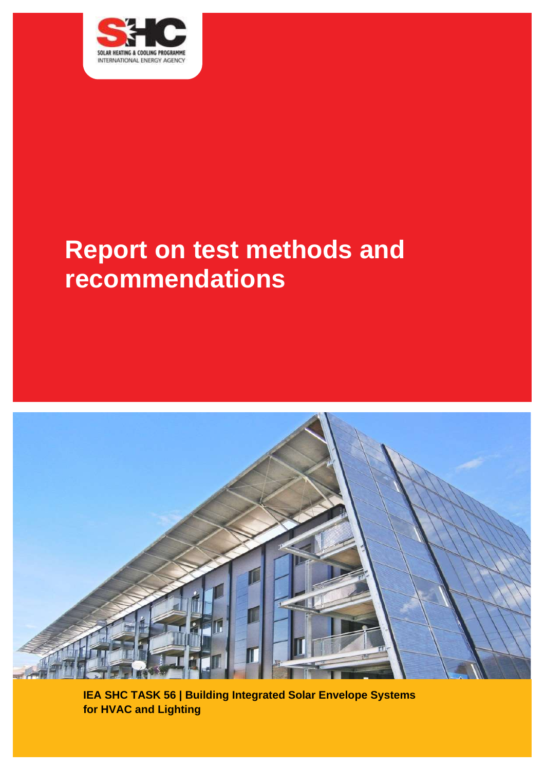SOLAR HEATING & COOLING PROGRAMME
INTERNATIONAL ENERGY AGENCY

# Report on test methods and recommendations

**IEA SHC TASK 56 | Building Integrated Solar Envelope Systems for HVAC and Lighting**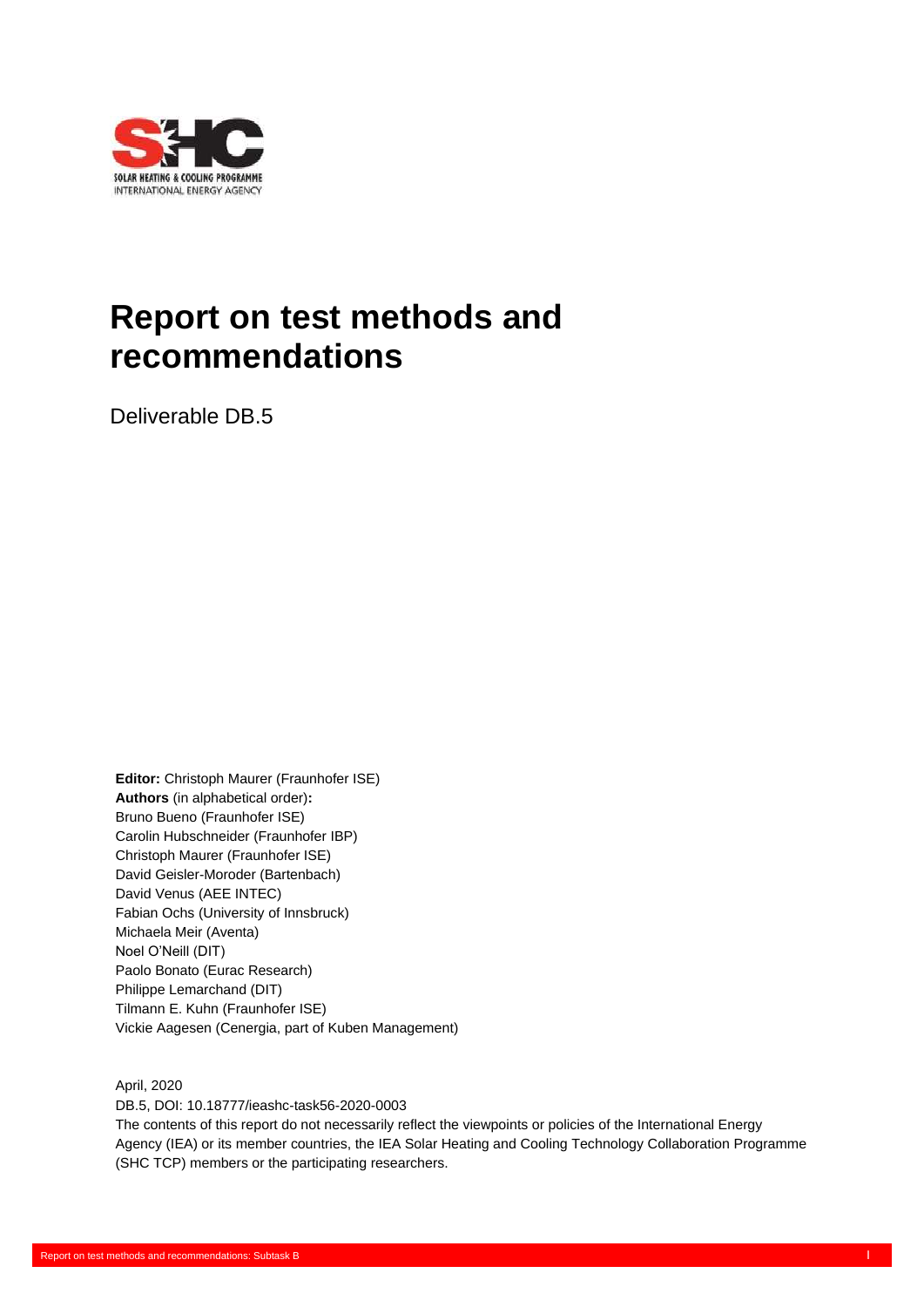# Report on test methods and recommendations

Deliverable DB.5

**Editor:** Christoph Maurer (Fraunhofer ISE)
**Authors** (in alphabetical order)**:**
Bruno Bueno (Fraunhofer ISE)
Carolin Hubschneider (Fraunhofer IBP)
Christoph Maurer (Fraunhofer ISE)
David Geisler-Moroder (Bartenbach)
David Venus (AEE INTEC)
Fabian Ochs (University of Innsbruck)
Michaela Meir (Aventa)
Noel O'Neill (DIT)
Paolo Bonato (Eurac Research)
Philippe Lemarchand (DIT)
Tilmann E. Kuhn (Fraunhofer ISE)
Vickie Aagesen (Cenergia, part of Kuben Management)

April, 2020
DB.5, DOI: 10.18777/ieashc-task56-2020-0003
The contents of this report do not necessarily reflect the viewpoints or policies of the International Energy Agency (IEA) or its member countries, the IEA Solar Heating and Cooling Technology Collaboration Programme (SHC TCP) members or the participating researchers.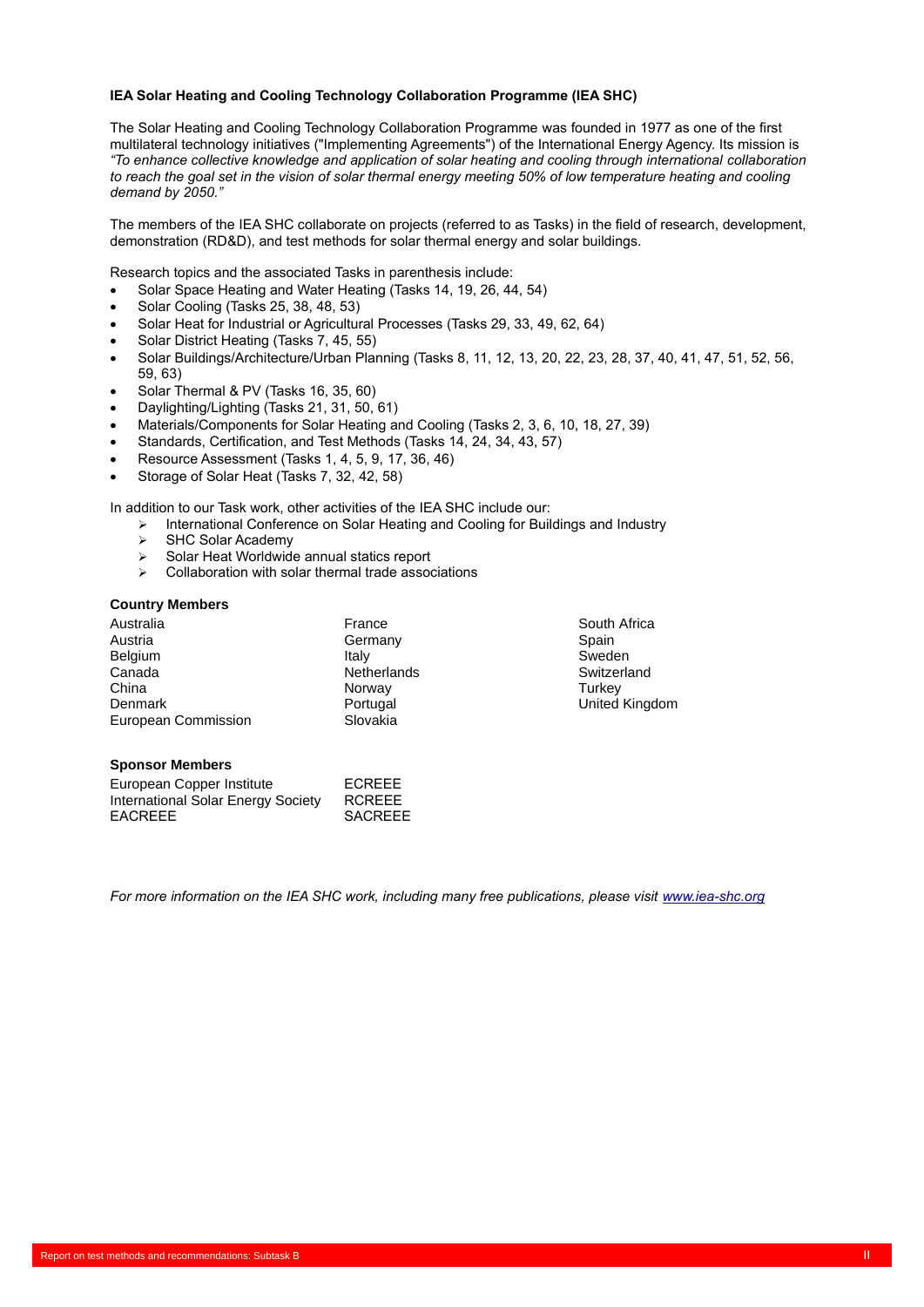**IEA Solar Heating and Cooling Technology Collaboration Programme (IEA SHC)**

The Solar Heating and Cooling Technology Collaboration Programme was founded in 1977 as one of the first multilateral technology initiatives ("Implementing Agreements") of the International Energy Agency. Its mission is *"To enhance collective knowledge and application of solar heating and cooling through international collaboration to reach the goal set in the vision of solar thermal energy meeting 50% of low temperature heating and cooling demand by 2050."*

The members of the IEA SHC collaborate on projects (referred to as Tasks) in the field of research, development, demonstration (RD&D), and test methods for solar thermal energy and solar buildings.

Research topics and the associated Tasks in parenthesis include:

- Solar Space Heating and Water Heating (Tasks 14, 19, 26, 44, 54)
- Solar Cooling (Tasks 25, 38, 48, 53)
- Solar Heat for Industrial or Agricultural Processes (Tasks 29, 33, 49, 62, 64)
- Solar District Heating (Tasks 7, 45, 55)
- Solar Buildings/Architecture/Urban Planning (Tasks 8, 11, 12, 13, 20, 22, 23, 28, 37, 40, 41, 47, 51, 52, 56, 59, 63)
- Solar Thermal & PV (Tasks 16, 35, 60)
- Daylighting/Lighting (Tasks 21, 31, 50, 61)
- Materials/Components for Solar Heating and Cooling (Tasks 2, 3, 6, 10, 18, 27, 39)
- Standards, Certification, and Test Methods (Tasks 14, 24, 34, 43, 57)
- Resource Assessment (Tasks 1, 4, 5, 9, 17, 36, 46)
- Storage of Solar Heat (Tasks 7, 32, 42, 58)

In addition to our Task work, other activities of the IEA SHC include our:

- International Conference on Solar Heating and Cooling for Buildings and Industry
- SHC Solar Academy
- Solar Heat Worldwide annual statics report
- Collaboration with solar thermal trade associations

**Country Members**

Australia
Austria
Belgium
Canada
China
Denmark
European Commission
France
Germany
Italy
Netherlands
Norway
Portugal
Slovakia
South Africa
Spain
Sweden
Switzerland
Turkey
United Kingdom

**Sponsor Members**

European Copper Institute
International Solar Energy Society
EACREEE
ECREEE
RCREEE
SACREEE

*For more information on the IEA SHC work, including many free publications, please visit [www.iea-shc.org](www.iea-shc.org)*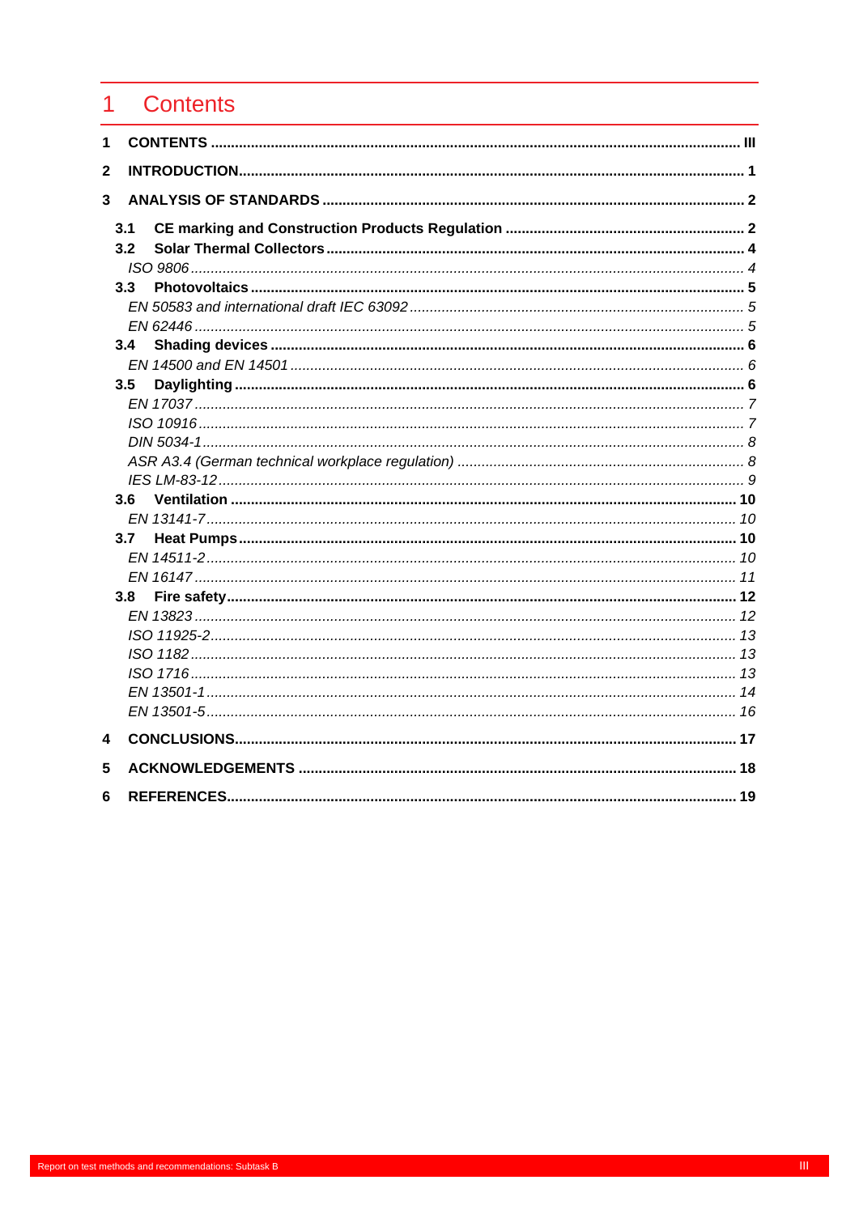# 1 Contents

**1 CONTENTS** ........ III

**2 INTRODUCTION** ........ 1

**3 ANALYSIS OF STANDARDS** ........ 2

- **3.1 CE marking and Construction Products Regulation** ........ 2
- **3.2 Solar Thermal Collectors** ........ 4
  - *ISO 9806* ........ 4
- **3.3 Photovoltaics** ........ 5
  - *EN 50583 and international draft IEC 63092* ........ 5
  - *EN 62446* ........ 5
- **3.4 Shading devices** ........ 6
  - *EN 14500 and EN 14501* ........ 6
- **3.5 Daylighting** ........ 6
  - *EN 17037* ........ 7
  - *ISO 10916* ........ 7
  - *DIN 5034-1* ........ 8
  - *ASR A3.4 (German technical workplace regulation)* ........ 8
  - *IES LM-83-12* ........ 9
- **3.6 Ventilation** ........ 10
  - *EN 13141-7* ........ 10
- **3.7 Heat Pumps** ........ 10
  - *EN 14511-2* ........ 10
  - *EN 16147* ........ 11
- **3.8 Fire safety** ........ 12
  - *EN 13823* ........ 12
  - *ISO 11925-2* ........ 13
  - *ISO 1182* ........ 13
  - *ISO 1716* ........ 13
  - *EN 13501-1* ........ 14
  - *EN 13501-5* ........ 16

**4 CONCLUSIONS** ........ 17

**5 ACKNOWLEDGEMENTS** ........ 18

**6 REFERENCES** ........ 19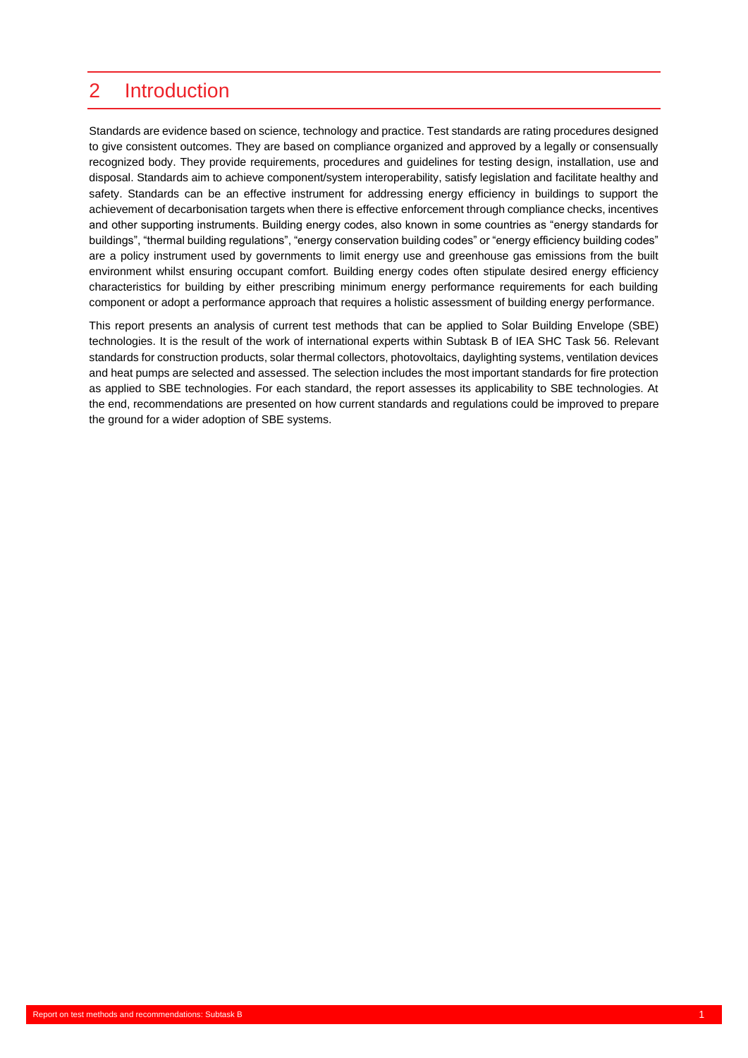# 2 Introduction

Standards are evidence based on science, technology and practice. Test standards are rating procedures designed to give consistent outcomes. They are based on compliance organized and approved by a legally or consensually recognized body. They provide requirements, procedures and guidelines for testing design, installation, use and disposal. Standards aim to achieve component/system interoperability, satisfy legislation and facilitate healthy and safety. Standards can be an effective instrument for addressing energy efficiency in buildings to support the achievement of decarbonisation targets when there is effective enforcement through compliance checks, incentives and other supporting instruments. Building energy codes, also known in some countries as "energy standards for buildings", "thermal building regulations", "energy conservation building codes" or "energy efficiency building codes" are a policy instrument used by governments to limit energy use and greenhouse gas emissions from the built environment whilst ensuring occupant comfort. Building energy codes often stipulate desired energy efficiency characteristics for building by either prescribing minimum energy performance requirements for each building component or adopt a performance approach that requires a holistic assessment of building energy performance.

This report presents an analysis of current test methods that can be applied to Solar Building Envelope (SBE) technologies. It is the result of the work of international experts within Subtask B of IEA SHC Task 56. Relevant standards for construction products, solar thermal collectors, photovoltaics, daylighting systems, ventilation devices and heat pumps are selected and assessed. The selection includes the most important standards for fire protection as applied to SBE technologies. For each standard, the report assesses its applicability to SBE technologies. At the end, recommendations are presented on how current standards and regulations could be improved to prepare the ground for a wider adoption of SBE systems.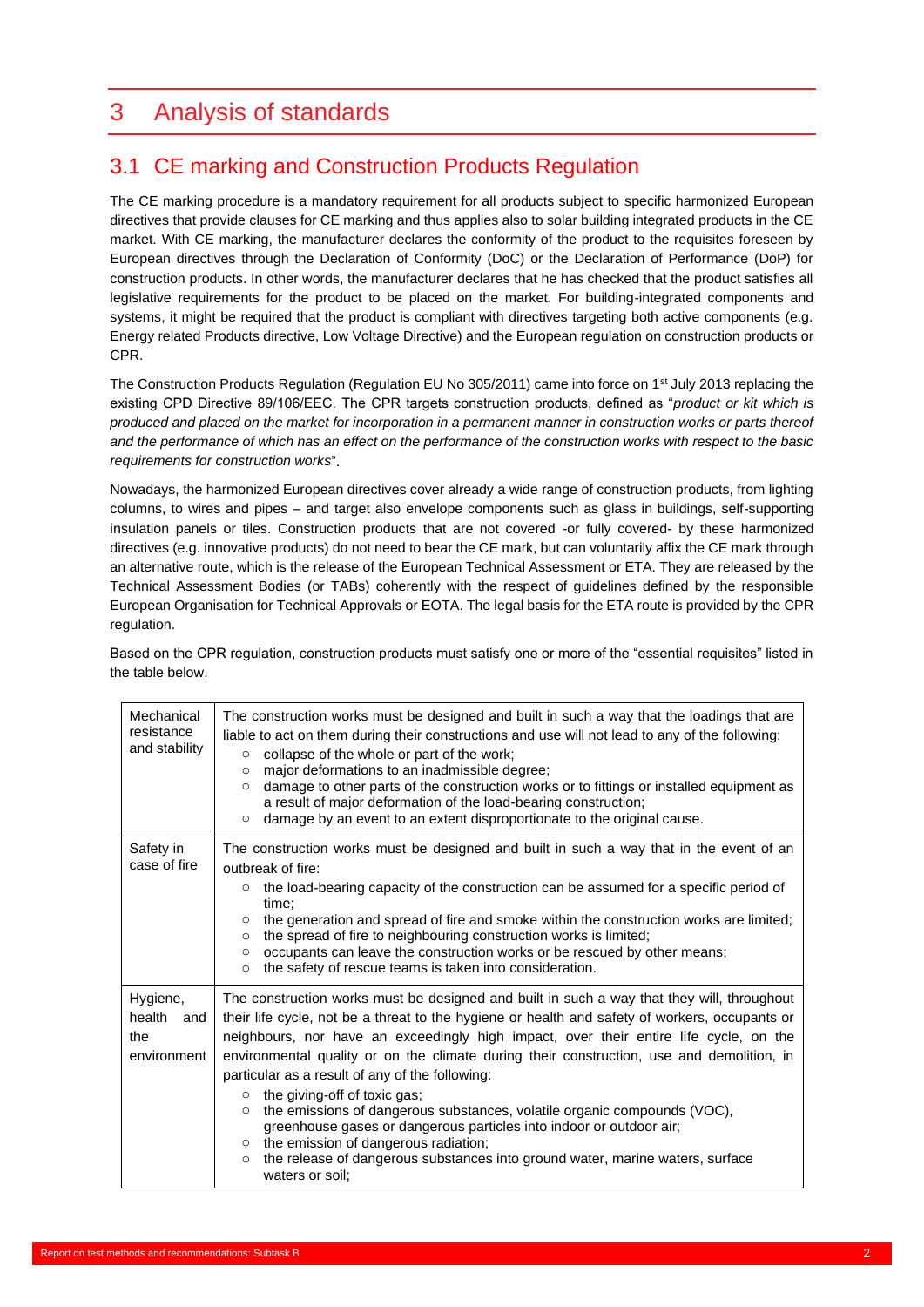# 3 Analysis of standards

## 3.1 CE marking and Construction Products Regulation

The CE marking procedure is a mandatory requirement for all products subject to specific harmonized European directives that provide clauses for CE marking and thus applies also to solar building integrated products in the CE market. With CE marking, the manufacturer declares the conformity of the product to the requisites foreseen by European directives through the Declaration of Conformity (DoC) or the Declaration of Performance (DoP) for construction products. In other words, the manufacturer declares that he has checked that the product satisfies all legislative requirements for the product to be placed on the market. For building-integrated components and systems, it might be required that the product is compliant with directives targeting both active components (e.g. Energy related Products directive, Low Voltage Directive) and the European regulation on construction products or CPR.

The Construction Products Regulation (Regulation EU No 305/2011) came into force on 1st July 2013 replacing the existing CPD Directive 89/106/EEC. The CPR targets construction products, defined as "*product or kit which is produced and placed on the market for incorporation in a permanent manner in construction works or parts thereof and the performance of which has an effect on the performance of the construction works with respect to the basic requirements for construction works*".

Nowadays, the harmonized European directives cover already a wide range of construction products, from lighting columns, to wires and pipes – and target also envelope components such as glass in buildings, self-supporting insulation panels or tiles. Construction products that are not covered -or fully covered- by these harmonized directives (e.g. innovative products) do not need to bear the CE mark, but can voluntarily affix the CE mark through an alternative route, which is the release of the European Technical Assessment or ETA. They are released by the Technical Assessment Bodies (or TABs) coherently with the respect of guidelines defined by the responsible European Organisation for Technical Approvals or EOTA. The legal basis for the ETA route is provided by the CPR regulation.

Based on the CPR regulation, construction products must satisfy one or more of the "essential requisites" listed in the table below.

| | |
|---|---|
| Mechanical resistance and stability | The construction works must be designed and built in such a way that the loadings that are liable to act on them during their constructions and use will not lead to any of the following:<br>○ collapse of the whole or part of the work;<br>○ major deformations to an inadmissible degree;<br>○ damage to other parts of the construction works or to fittings or installed equipment as a result of major deformation of the load-bearing construction;<br>○ damage by an event to an extent disproportionate to the original cause. |
| Safety in case of fire | The construction works must be designed and built in such a way that in the event of an outbreak of fire:<br>○ the load-bearing capacity of the construction can be assumed for a specific period of time;<br>○ the generation and spread of fire and smoke within the construction works are limited;<br>○ the spread of fire to neighbouring construction works is limited;<br>○ occupants can leave the construction works or be rescued by other means;<br>○ the safety of rescue teams is taken into consideration. |
| Hygiene, health and the environment | The construction works must be designed and built in such a way that they will, throughout their life cycle, not be a threat to the hygiene or health and safety of workers, occupants or neighbours, nor have an exceedingly high impact, over their entire life cycle, on the environmental quality or on the climate during their construction, use and demolition, in particular as a result of any of the following:<br>○ the giving-off of toxic gas;<br>○ the emissions of dangerous substances, volatile organic compounds (VOC), greenhouse gases or dangerous particles into indoor or outdoor air;<br>○ the emission of dangerous radiation;<br>○ the release of dangerous substances into ground water, marine waters, surface waters or soil; |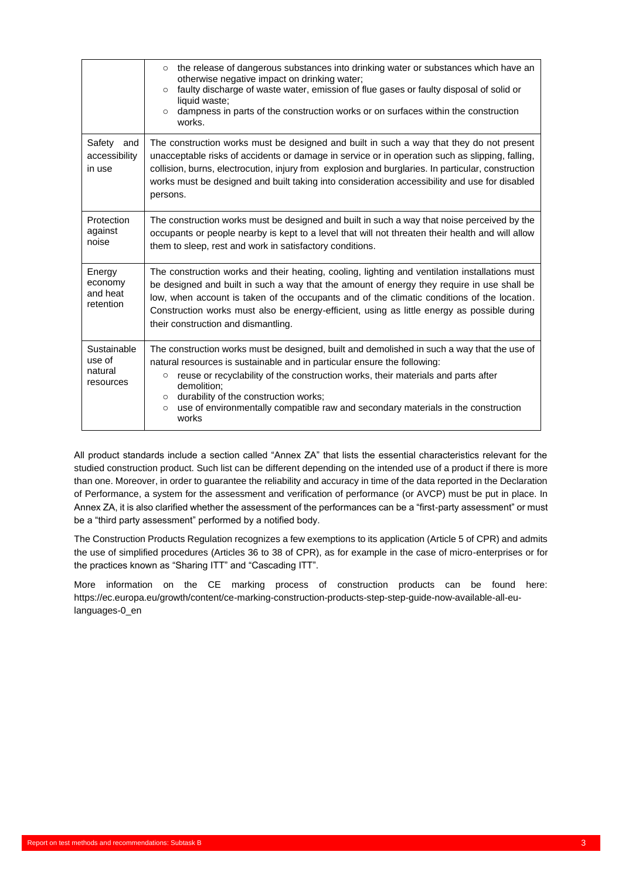| | |
|---|---|
| | ○ the release of dangerous substances into drinking water or substances which have an otherwise negative impact on drinking water;<br>○ faulty discharge of waste water, emission of flue gases or faulty disposal of solid or liquid waste;<br>○ dampness in parts of the construction works or on surfaces within the construction works. |
| Safety and accessibility in use | The construction works must be designed and built in such a way that they do not present unacceptable risks of accidents or damage in service or in operation such as slipping, falling, collision, burns, electrocution, injury from explosion and burglaries. In particular, construction works must be designed and built taking into consideration accessibility and use for disabled persons. |
| Protection against noise | The construction works must be designed and built in such a way that noise perceived by the occupants or people nearby is kept to a level that will not threaten their health and will allow them to sleep, rest and work in satisfactory conditions. |
| Energy economy and heat retention | The construction works and their heating, cooling, lighting and ventilation installations must be designed and built in such a way that the amount of energy they require in use shall be low, when account is taken of the occupants and of the climatic conditions of the location. Construction works must also be energy-efficient, using as little energy as possible during their construction and dismantling. |
| Sustainable use of natural resources | The construction works must be designed, built and demolished in such a way that the use of natural resources is sustainable and in particular ensure the following:<br>○ reuse or recyclability of the construction works, their materials and parts after demolition;<br>○ durability of the construction works;<br>○ use of environmentally compatible raw and secondary materials in the construction works |

All product standards include a section called "Annex ZA" that lists the essential characteristics relevant for the studied construction product. Such list can be different depending on the intended use of a product if there is more than one. Moreover, in order to guarantee the reliability and accuracy in time of the data reported in the Declaration of Performance, a system for the assessment and verification of performance (or AVCP) must be put in place. In Annex ZA, it is also clarified whether the assessment of the performances can be a "first-party assessment" or must be a "third party assessment" performed by a notified body.

The Construction Products Regulation recognizes a few exemptions to its application (Article 5 of CPR) and admits the use of simplified procedures (Articles 36 to 38 of CPR), as for example in the case of micro-enterprises or for the practices known as "Sharing ITT" and "Cascading ITT".

More information on the CE marking process of construction products can be found here: https://ec.europa.eu/growth/content/ce-marking-construction-products-step-step-guide-now-available-all-eu-languages-0_en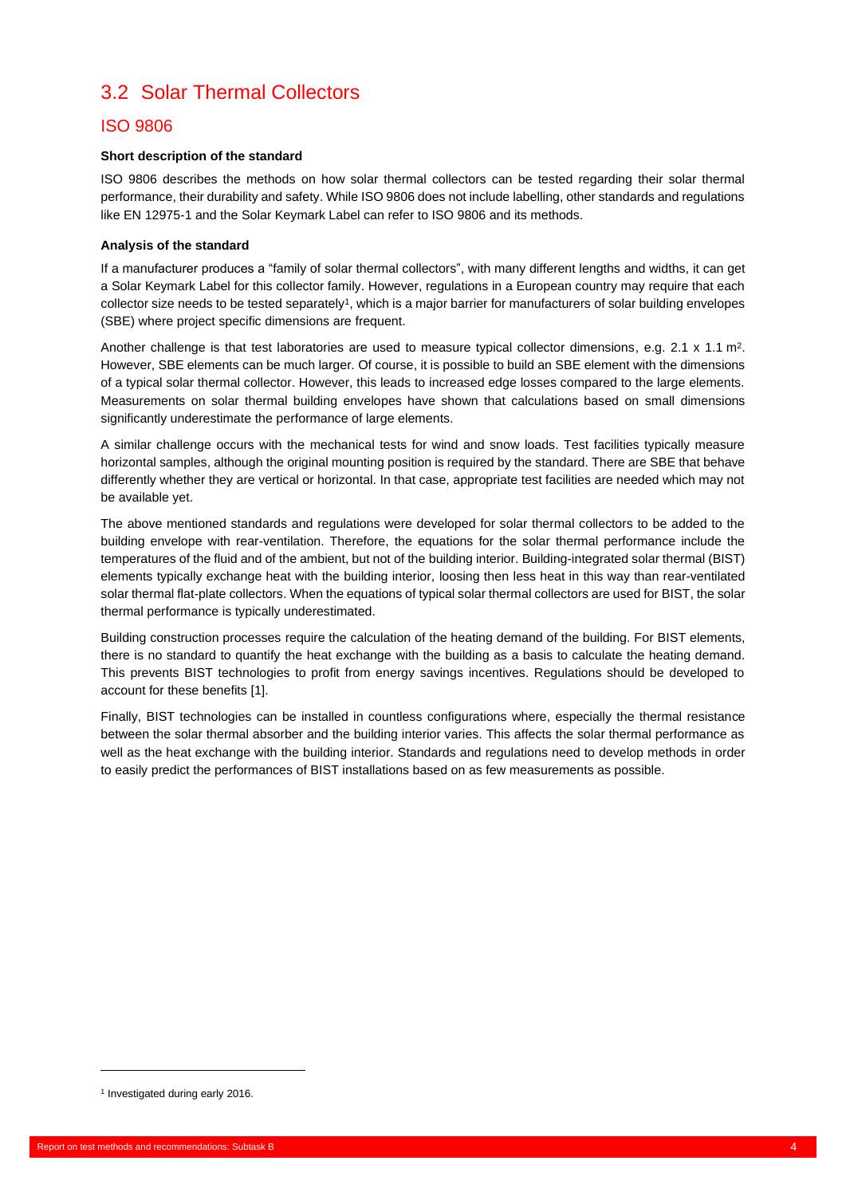## 3.2 Solar Thermal Collectors

### ISO 9806

**Short description of the standard**

ISO 9806 describes the methods on how solar thermal collectors can be tested regarding their solar thermal performance, their durability and safety. While ISO 9806 does not include labelling, other standards and regulations like EN 12975-1 and the Solar Keymark Label can refer to ISO 9806 and its methods.

**Analysis of the standard**

If a manufacturer produces a "family of solar thermal collectors", with many different lengths and widths, it can get a Solar Keymark Label for this collector family. However, regulations in a European country may require that each collector size needs to be tested separately[1], which is a major barrier for manufacturers of solar building envelopes (SBE) where project specific dimensions are frequent.

Another challenge is that test laboratories are used to measure typical collector dimensions, e.g. 2.1 x 1.1 $m^2$. However, SBE elements can be much larger. Of course, it is possible to build an SBE element with the dimensions of a typical solar thermal collector. However, this leads to increased edge losses compared to the large elements. Measurements on solar thermal building envelopes have shown that calculations based on small dimensions significantly underestimate the performance of large elements.

A similar challenge occurs with the mechanical tests for wind and snow loads. Test facilities typically measure horizontal samples, although the original mounting position is required by the standard. There are SBE that behave differently whether they are vertical or horizontal. In that case, appropriate test facilities are needed which may not be available yet.

The above mentioned standards and regulations were developed for solar thermal collectors to be added to the building envelope with rear-ventilation. Therefore, the equations for the solar thermal performance include the temperatures of the fluid and of the ambient, but not of the building interior. Building-integrated solar thermal (BIST) elements typically exchange heat with the building interior, loosing then less heat in this way than rear-ventilated solar thermal flat-plate collectors. When the equations of typical solar thermal collectors are used for BIST, the solar thermal performance is typically underestimated.

Building construction processes require the calculation of the heating demand of the building. For BIST elements, there is no standard to quantify the heat exchange with the building as a basis to calculate the heating demand. This prevents BIST technologies to profit from energy savings incentives. Regulations should be developed to account for these benefits [1].

Finally, BIST technologies can be installed in countless configurations where, especially the thermal resistance between the solar thermal absorber and the building interior varies. This affects the solar thermal performance as well as the heat exchange with the building interior. Standards and regulations need to develop methods in order to easily predict the performances of BIST installations based on as few measurements as possible.

---

[1] Investigated during early 2016.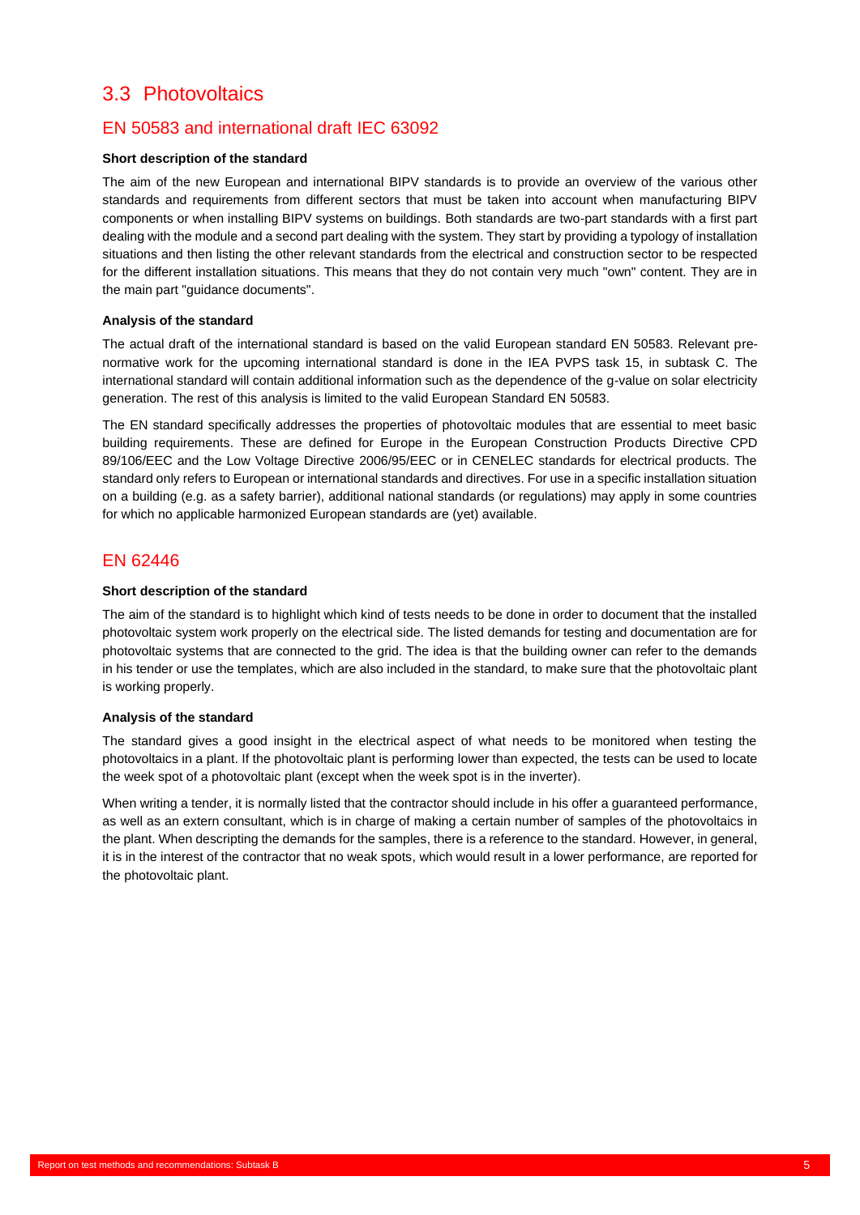## 3.3 Photovoltaics

### EN 50583 and international draft IEC 63092

**Short description of the standard**

The aim of the new European and international BIPV standards is to provide an overview of the various other standards and requirements from different sectors that must be taken into account when manufacturing BIPV components or when installing BIPV systems on buildings. Both standards are two-part standards with a first part dealing with the module and a second part dealing with the system. They start by providing a typology of installation situations and then listing the other relevant standards from the electrical and construction sector to be respected for the different installation situations. This means that they do not contain very much "own" content. They are in the main part "guidance documents".

**Analysis of the standard**

The actual draft of the international standard is based on the valid European standard EN 50583. Relevant pre-normative work for the upcoming international standard is done in the IEA PVPS task 15, in subtask C. The international standard will contain additional information such as the dependence of the g-value on solar electricity generation. The rest of this analysis is limited to the valid European Standard EN 50583.

The EN standard specifically addresses the properties of photovoltaic modules that are essential to meet basic building requirements. These are defined for Europe in the European Construction Products Directive CPD 89/106/EEC and the Low Voltage Directive 2006/95/EEC or in CENELEC standards for electrical products. The standard only refers to European or international standards and directives. For use in a specific installation situation on a building (e.g. as a safety barrier), additional national standards (or regulations) may apply in some countries for which no applicable harmonized European standards are (yet) available.

### EN 62446

**Short description of the standard**

The aim of the standard is to highlight which kind of tests needs to be done in order to document that the installed photovoltaic system work properly on the electrical side. The listed demands for testing and documentation are for photovoltaic systems that are connected to the grid. The idea is that the building owner can refer to the demands in his tender or use the templates, which are also included in the standard, to make sure that the photovoltaic plant is working properly.

**Analysis of the standard**

The standard gives a good insight in the electrical aspect of what needs to be monitored when testing the photovoltaics in a plant. If the photovoltaic plant is performing lower than expected, the tests can be used to locate the week spot of a photovoltaic plant (except when the week spot is in the inverter).

When writing a tender, it is normally listed that the contractor should include in his offer a guaranteed performance, as well as an extern consultant, which is in charge of making a certain number of samples of the photovoltaics in the plant. When descripting the demands for the samples, there is a reference to the standard. However, in general, it is in the interest of the contractor that no weak spots, which would result in a lower performance, are reported for the photovoltaic plant.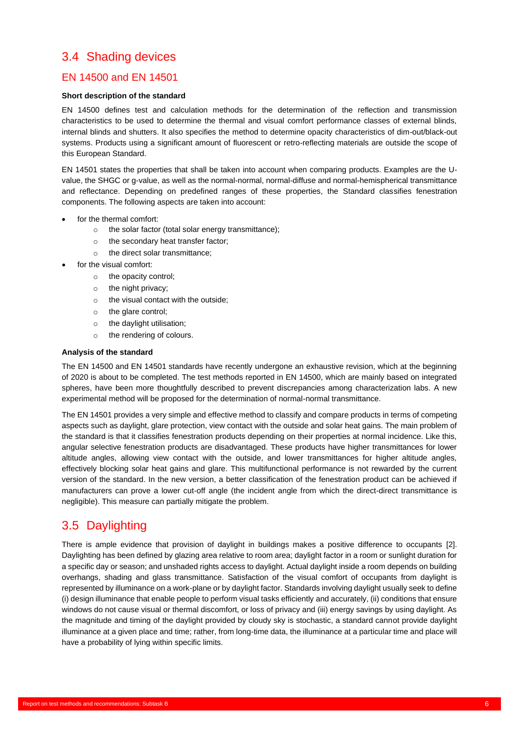## 3.4 Shading devices

### EN 14500 and EN 14501

**Short description of the standard**

EN 14500 defines test and calculation methods for the determination of the reflection and transmission characteristics to be used to determine the thermal and visual comfort performance classes of external blinds, internal blinds and shutters. It also specifies the method to determine opacity characteristics of dim-out/black-out systems. Products using a significant amount of fluorescent or retro-reflecting materials are outside the scope of this European Standard.

EN 14501 states the properties that shall be taken into account when comparing products. Examples are the U-value, the SHGC or g-value, as well as the normal-normal, normal-diffuse and normal-hemispherical transmittance and reflectance. Depending on predefined ranges of these properties, the Standard classifies fenestration components. The following aspects are taken into account:

- for the thermal comfort:
  - the solar factor (total solar energy transmittance);
  - the secondary heat transfer factor;
  - the direct solar transmittance;
- for the visual comfort:
  - the opacity control;
  - the night privacy;
  - the visual contact with the outside;
  - the glare control;
  - the daylight utilisation;
  - the rendering of colours.

**Analysis of the standard**

The EN 14500 and EN 14501 standards have recently undergone an exhaustive revision, which at the beginning of 2020 is about to be completed. The test methods reported in EN 14500, which are mainly based on integrated spheres, have been more thoughtfully described to prevent discrepancies among characterization labs. A new experimental method will be proposed for the determination of normal-normal transmittance.

The EN 14501 provides a very simple and effective method to classify and compare products in terms of competing aspects such as daylight, glare protection, view contact with the outside and solar heat gains. The main problem of the standard is that it classifies fenestration products depending on their properties at normal incidence. Like this, angular selective fenestration products are disadvantaged. These products have higher transmittances for lower altitude angles, allowing view contact with the outside, and lower transmittances for higher altitude angles, effectively blocking solar heat gains and glare. This multifunctional performance is not rewarded by the current version of the standard. In the new version, a better classification of the fenestration product can be achieved if manufacturers can prove a lower cut-off angle (the incident angle from which the direct-direct transmittance is negligible). This measure can partially mitigate the problem.

## 3.5 Daylighting

There is ample evidence that provision of daylight in buildings makes a positive difference to occupants [2]. Daylighting has been defined by glazing area relative to room area; daylight factor in a room or sunlight duration for a specific day or season; and unshaded rights access to daylight. Actual daylight inside a room depends on building overhangs, shading and glass transmittance. Satisfaction of the visual comfort of occupants from daylight is represented by illuminance on a work-plane or by daylight factor. Standards involving daylight usually seek to define (i) design illuminance that enable people to perform visual tasks efficiently and accurately, (ii) conditions that ensure windows do not cause visual or thermal discomfort, or loss of privacy and (iii) energy savings by using daylight. As the magnitude and timing of the daylight provided by cloudy sky is stochastic, a standard cannot provide daylight illuminance at a given place and time; rather, from long-time data, the illuminance at a particular time and place will have a probability of lying within specific limits.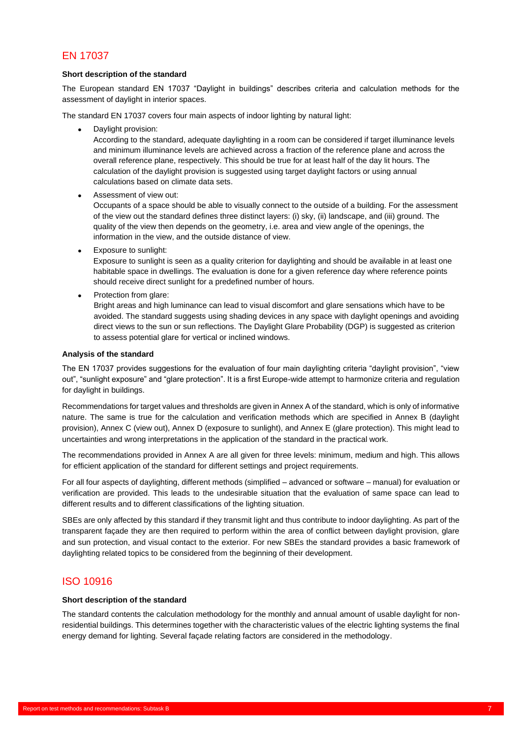## EN 17037

**Short description of the standard**

The European standard EN 17037 “Daylight in buildings” describes criteria and calculation methods for the assessment of daylight in interior spaces.

The standard EN 17037 covers four main aspects of indoor lighting by natural light:

- Daylight provision:
  According to the standard, adequate daylighting in a room can be considered if target illuminance levels and minimum illuminance levels are achieved across a fraction of the reference plane and across the overall reference plane, respectively. This should be true for at least half of the day lit hours. The calculation of the daylight provision is suggested using target daylight factors or using annual calculations based on climate data sets.
- Assessment of view out:
  Occupants of a space should be able to visually connect to the outside of a building. For the assessment of the view out the standard defines three distinct layers: (i) sky, (ii) landscape, and (iii) ground. The quality of the view then depends on the geometry, i.e. area and view angle of the openings, the information in the view, and the outside distance of view.
- Exposure to sunlight:
  Exposure to sunlight is seen as a quality criterion for daylighting and should be available in at least one habitable space in dwellings. The evaluation is done for a given reference day where reference points should receive direct sunlight for a predefined number of hours.
- Protection from glare:
  Bright areas and high luminance can lead to visual discomfort and glare sensations which have to be avoided. The standard suggests using shading devices in any space with daylight openings and avoiding direct views to the sun or sun reflections. The Daylight Glare Probability (DGP) is suggested as criterion to assess potential glare for vertical or inclined windows.

**Analysis of the standard**

The EN 17037 provides suggestions for the evaluation of four main daylighting criteria “daylight provision”, “view out”, “sunlight exposure” and “glare protection”. It is a first Europe-wide attempt to harmonize criteria and regulation for daylight in buildings.

Recommendations for target values and thresholds are given in Annex A of the standard, which is only of informative nature. The same is true for the calculation and verification methods which are specified in Annex B (daylight provision), Annex C (view out), Annex D (exposure to sunlight), and Annex E (glare protection). This might lead to uncertainties and wrong interpretations in the application of the standard in the practical work.

The recommendations provided in Annex A are all given for three levels: minimum, medium and high. This allows for efficient application of the standard for different settings and project requirements.

For all four aspects of daylighting, different methods (simplified – advanced or software – manual) for evaluation or verification are provided. This leads to the undesirable situation that the evaluation of same space can lead to different results and to different classifications of the lighting situation.

SBEs are only affected by this standard if they transmit light and thus contribute to indoor daylighting. As part of the transparent façade they are then required to perform within the area of conflict between daylight provision, glare and sun protection, and visual contact to the exterior. For new SBEs the standard provides a basic framework of daylighting related topics to be considered from the beginning of their development.

## ISO 10916

**Short description of the standard**

The standard contents the calculation methodology for the monthly and annual amount of usable daylight for non-residential buildings. This determines together with the characteristic values of the electric lighting systems the final energy demand for lighting. Several façade relating factors are considered in the methodology.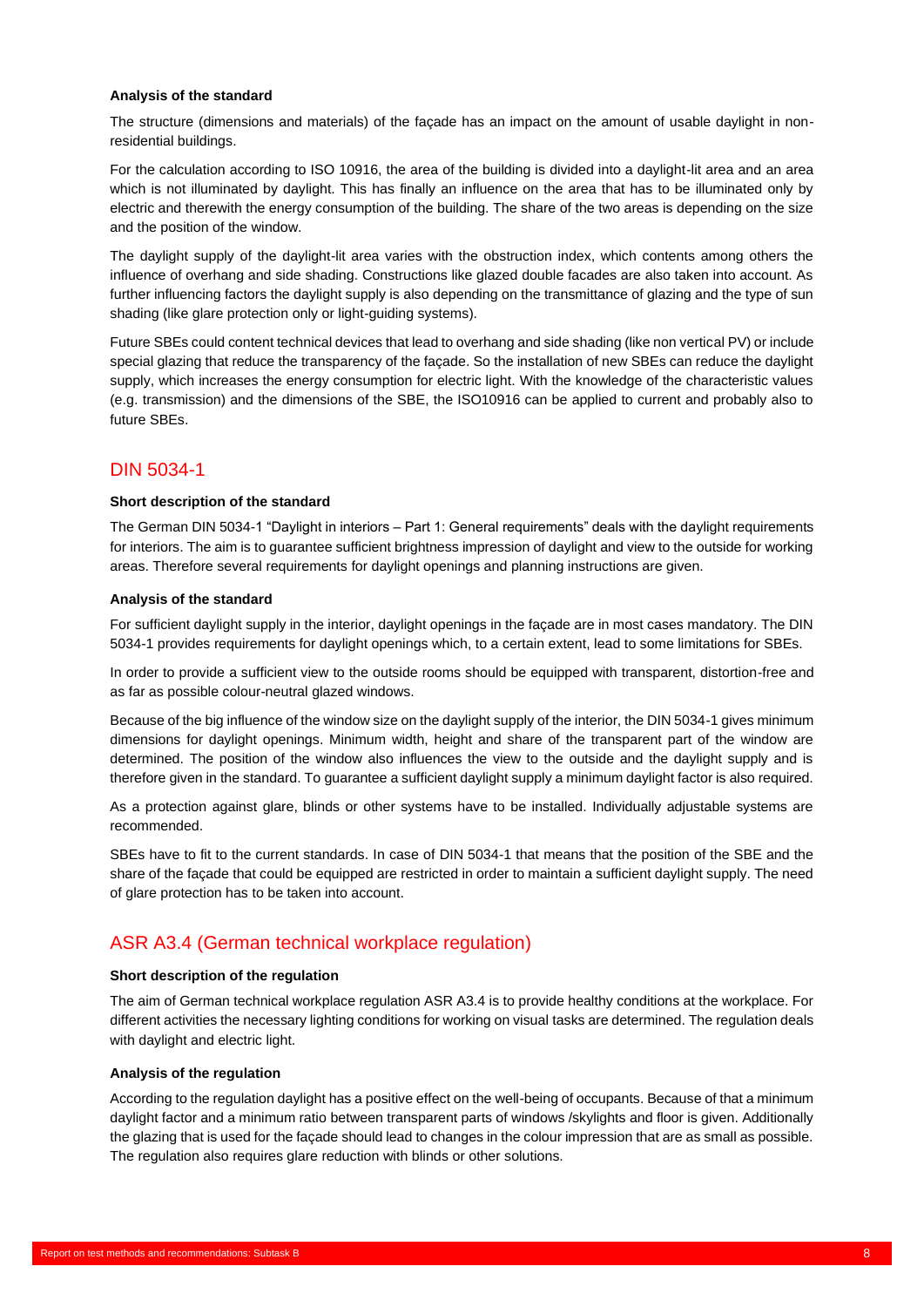**Analysis of the standard**

The structure (dimensions and materials) of the façade has an impact on the amount of usable daylight in non-residential buildings.

For the calculation according to ISO 10916, the area of the building is divided into a daylight-lit area and an area which is not illuminated by daylight. This has finally an influence on the area that has to be illuminated only by electric and therewith the energy consumption of the building. The share of the two areas is depending on the size and the position of the window.

The daylight supply of the daylight-lit area varies with the obstruction index, which contents among others the influence of overhang and side shading. Constructions like glazed double facades are also taken into account. As further influencing factors the daylight supply is also depending on the transmittance of glazing and the type of sun shading (like glare protection only or light-guiding systems).

Future SBEs could content technical devices that lead to overhang and side shading (like non vertical PV) or include special glazing that reduce the transparency of the façade. So the installation of new SBEs can reduce the daylight supply, which increases the energy consumption for electric light. With the knowledge of the characteristic values (e.g. transmission) and the dimensions of the SBE, the ISO10916 can be applied to current and probably also to future SBEs.

## DIN 5034-1

**Short description of the standard**

The German DIN 5034-1 “Daylight in interiors – Part 1: General requirements” deals with the daylight requirements for interiors. The aim is to guarantee sufficient brightness impression of daylight and view to the outside for working areas. Therefore several requirements for daylight openings and planning instructions are given.

**Analysis of the standard**

For sufficient daylight supply in the interior, daylight openings in the façade are in most cases mandatory. The DIN 5034-1 provides requirements for daylight openings which, to a certain extent, lead to some limitations for SBEs.

In order to provide a sufficient view to the outside rooms should be equipped with transparent, distortion-free and as far as possible colour-neutral glazed windows.

Because of the big influence of the window size on the daylight supply of the interior, the DIN 5034-1 gives minimum dimensions for daylight openings. Minimum width, height and share of the transparent part of the window are determined. The position of the window also influences the view to the outside and the daylight supply and is therefore given in the standard. To guarantee a sufficient daylight supply a minimum daylight factor is also required.

As a protection against glare, blinds or other systems have to be installed. Individually adjustable systems are recommended.

SBEs have to fit to the current standards. In case of DIN 5034-1 that means that the position of the SBE and the share of the façade that could be equipped are restricted in order to maintain a sufficient daylight supply. The need of glare protection has to be taken into account.

## ASR A3.4 (German technical workplace regulation)

**Short description of the regulation**

The aim of German technical workplace regulation ASR A3.4 is to provide healthy conditions at the workplace. For different activities the necessary lighting conditions for working on visual tasks are determined. The regulation deals with daylight and electric light.

**Analysis of the regulation**

According to the regulation daylight has a positive effect on the well-being of occupants. Because of that a minimum daylight factor and a minimum ratio between transparent parts of windows /skylights and floor is given. Additionally the glazing that is used for the façade should lead to changes in the colour impression that are as small as possible. The regulation also requires glare reduction with blinds or other solutions.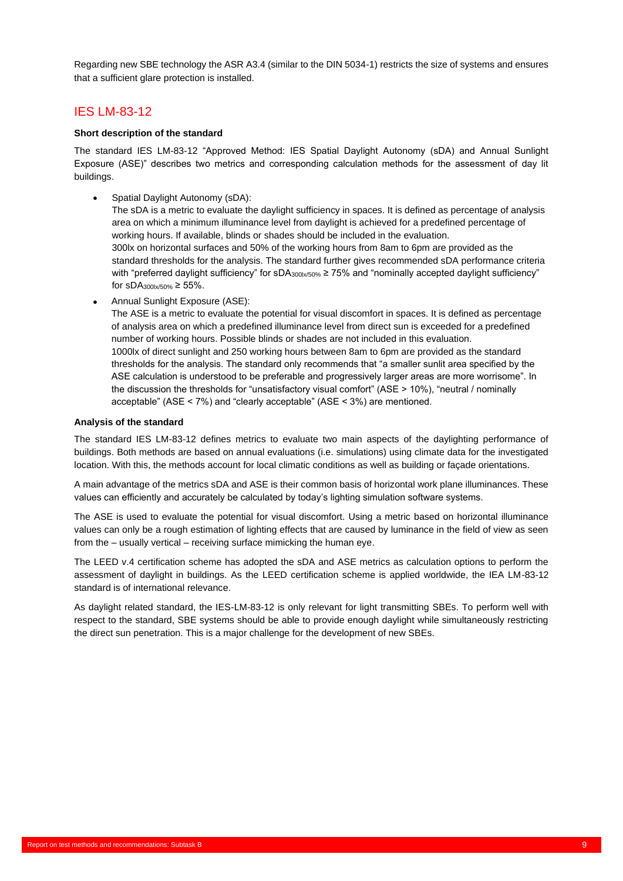Regarding new SBE technology the ASR A3.4 (similar to the DIN 5034-1) restricts the size of systems and ensures that a sufficient glare protection is installed.

## IES LM-83-12

**Short description of the standard**

The standard IES LM-83-12 "Approved Method: IES Spatial Daylight Autonomy (sDA) and Annual Sunlight Exposure (ASE)" describes two metrics and corresponding calculation methods for the assessment of day lit buildings.

- Spatial Daylight Autonomy (sDA):
  The sDA is a metric to evaluate the daylight sufficiency in spaces. It is defined as percentage of analysis area on which a minimum illuminance level from daylight is achieved for a predefined percentage of working hours. If available, blinds or shades should be included in the evaluation.
  300lx on horizontal surfaces and 50% of the working hours from 8am to 6pm are provided as the standard thresholds for the analysis. The standard further gives recommended sDA performance criteria with "preferred daylight sufficiency" for $sDA_{300lx/50\%} \geq 75\%$ and "nominally accepted daylight sufficiency" for $sDA_{300lx/50\%} \geq 55\%$.
- Annual Sunlight Exposure (ASE):
  The ASE is a metric to evaluate the potential for visual discomfort in spaces. It is defined as percentage of analysis area on which a predefined illuminance level from direct sun is exceeded for a predefined number of working hours. Possible blinds or shades are not included in this evaluation.
  1000lx of direct sunlight and 250 working hours between 8am to 6pm are provided as the standard thresholds for the analysis. The standard only recommends that "a smaller sunlit area specified by the ASE calculation is understood to be preferable and progressively larger areas are more worrisome". In the discussion the thresholds for "unsatisfactory visual comfort" (ASE > 10%), "neutral / nominally acceptable" (ASE < 7%) and "clearly acceptable" (ASE < 3%) are mentioned.

**Analysis of the standard**

The standard IES LM-83-12 defines metrics to evaluate two main aspects of the daylighting performance of buildings. Both methods are based on annual evaluations (i.e. simulations) using climate data for the investigated location. With this, the methods account for local climatic conditions as well as building or façade orientations.

A main advantage of the metrics sDA and ASE is their common basis of horizontal work plane illuminances. These values can efficiently and accurately be calculated by today's lighting simulation software systems.

The ASE is used to evaluate the potential for visual discomfort. Using a metric based on horizontal illuminance values can only be a rough estimation of lighting effects that are caused by luminance in the field of view as seen from the – usually vertical – receiving surface mimicking the human eye.

The LEED v.4 certification scheme has adopted the sDA and ASE metrics as calculation options to perform the assessment of daylight in buildings. As the LEED certification scheme is applied worldwide, the IEA LM-83-12 standard is of international relevance.

As daylight related standard, the IES-LM-83-12 is only relevant for light transmitting SBEs. To perform well with respect to the standard, SBE systems should be able to provide enough daylight while simultaneously restricting the direct sun penetration. This is a major challenge for the development of new SBEs.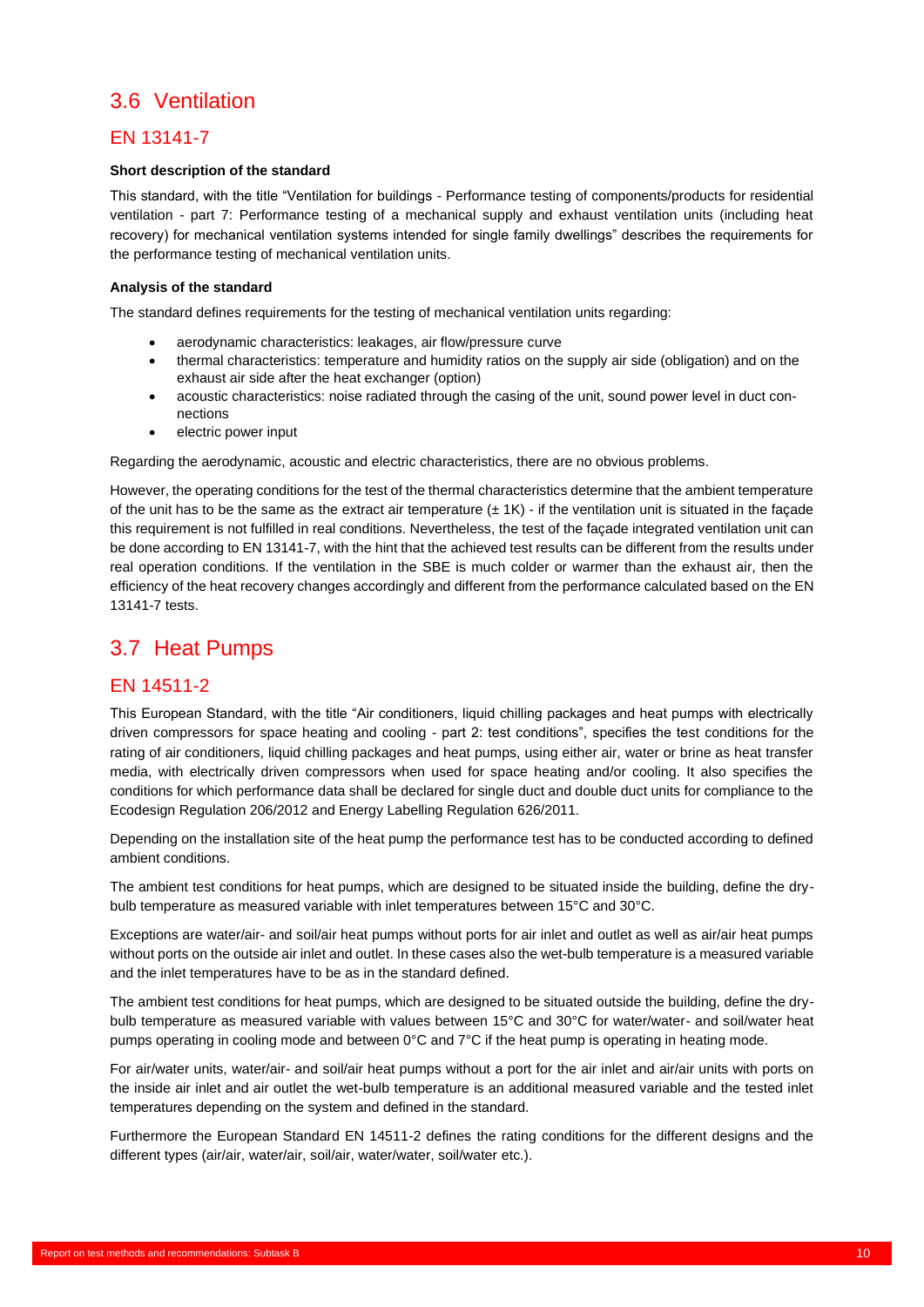## 3.6 Ventilation

### EN 13141-7

**Short description of the standard**

This standard, with the title "Ventilation for buildings - Performance testing of components/products for residential ventilation - part 7: Performance testing of a mechanical supply and exhaust ventilation units (including heat recovery) for mechanical ventilation systems intended for single family dwellings" describes the requirements for the performance testing of mechanical ventilation units.

**Analysis of the standard**

The standard defines requirements for the testing of mechanical ventilation units regarding:

- aerodynamic characteristics: leakages, air flow/pressure curve
- thermal characteristics: temperature and humidity ratios on the supply air side (obligation) and on the exhaust air side after the heat exchanger (option)
- acoustic characteristics: noise radiated through the casing of the unit, sound power level in duct connections
- electric power input

Regarding the aerodynamic, acoustic and electric characteristics, there are no obvious problems.

However, the operating conditions for the test of the thermal characteristics determine that the ambient temperature of the unit has to be the same as the extract air temperature (± 1K) - if the ventilation unit is situated in the façade this requirement is not fulfilled in real conditions. Nevertheless, the test of the façade integrated ventilation unit can be done according to EN 13141-7, with the hint that the achieved test results can be different from the results under real operation conditions. If the ventilation in the SBE is much colder or warmer than the exhaust air, then the efficiency of the heat recovery changes accordingly and different from the performance calculated based on the EN 13141-7 tests.

## 3.7 Heat Pumps

### EN 14511-2

This European Standard, with the title "Air conditioners, liquid chilling packages and heat pumps with electrically driven compressors for space heating and cooling - part 2: test conditions", specifies the test conditions for the rating of air conditioners, liquid chilling packages and heat pumps, using either air, water or brine as heat transfer media, with electrically driven compressors when used for space heating and/or cooling. It also specifies the conditions for which performance data shall be declared for single duct and double duct units for compliance to the Ecodesign Regulation 206/2012 and Energy Labelling Regulation 626/2011.

Depending on the installation site of the heat pump the performance test has to be conducted according to defined ambient conditions.

The ambient test conditions for heat pumps, which are designed to be situated inside the building, define the dry-bulb temperature as measured variable with inlet temperatures between 15°C and 30°C.

Exceptions are water/air- and soil/air heat pumps without ports for air inlet and outlet as well as air/air heat pumps without ports on the outside air inlet and outlet. In these cases also the wet-bulb temperature is a measured variable and the inlet temperatures have to be as in the standard defined.

The ambient test conditions for heat pumps, which are designed to be situated outside the building, define the dry-bulb temperature as measured variable with values between 15°C and 30°C for water/water- and soil/water heat pumps operating in cooling mode and between 0°C and 7°C if the heat pump is operating in heating mode.

For air/water units, water/air- and soil/air heat pumps without a port for the air inlet and air/air units with ports on the inside air inlet and air outlet the wet-bulb temperature is an additional measured variable and the tested inlet temperatures depending on the system and defined in the standard.

Furthermore the European Standard EN 14511-2 defines the rating conditions for the different designs and the different types (air/air, water/air, soil/air, water/water, soil/water etc.).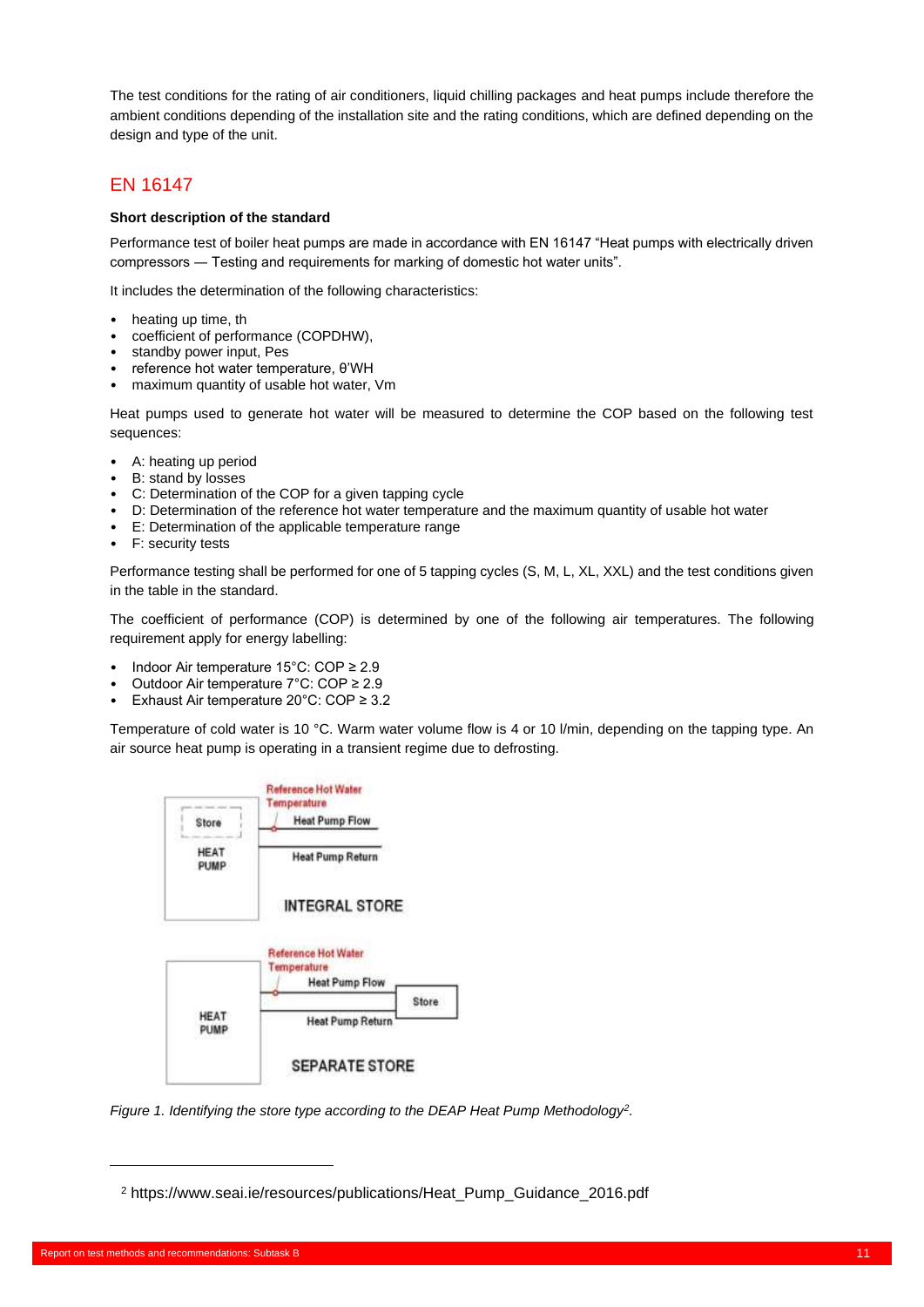The test conditions for the rating of air conditioners, liquid chilling packages and heat pumps include therefore the ambient conditions depending of the installation site and the rating conditions, which are defined depending on the design and type of the unit.

## EN 16147

**Short description of the standard**

Performance test of boiler heat pumps are made in accordance with EN 16147 "Heat pumps with electrically driven compressors — Testing and requirements for marking of domestic hot water units".

It includes the determination of the following characteristics:

- heating up time, th
- coefficient of performance (COPDHW),
- standby power input, Pes
- reference hot water temperature, θ'WH
- maximum quantity of usable hot water, Vm

Heat pumps used to generate hot water will be measured to determine the COP based on the following test sequences:

- A: heating up period
- B: stand by losses
- C: Determination of the COP for a given tapping cycle
- D: Determination of the reference hot water temperature and the maximum quantity of usable hot water
- E: Determination of the applicable temperature range
- F: security tests

Performance testing shall be performed for one of 5 tapping cycles (S, M, L, XL, XXL) and the test conditions given in the table in the standard.

The coefficient of performance (COP) is determined by one of the following air temperatures. The following requirement apply for energy labelling:

- Indoor Air temperature 15°C: COP ≥ 2.9
- Outdoor Air temperature 7°C: COP ≥ 2.9
- Exhaust Air temperature 20°C: COP ≥ 3.2

Temperature of cold water is 10 °C. Warm water volume flow is 4 or 10 l/min, depending on the tapping type. An air source heat pump is operating in a transient regime due to defrosting.

*Figure 1. Identifying the store type according to the DEAP Heat Pump Methodology[2].*

[2] https://www.seai.ie/resources/publications/Heat_Pump_Guidance_2016.pdf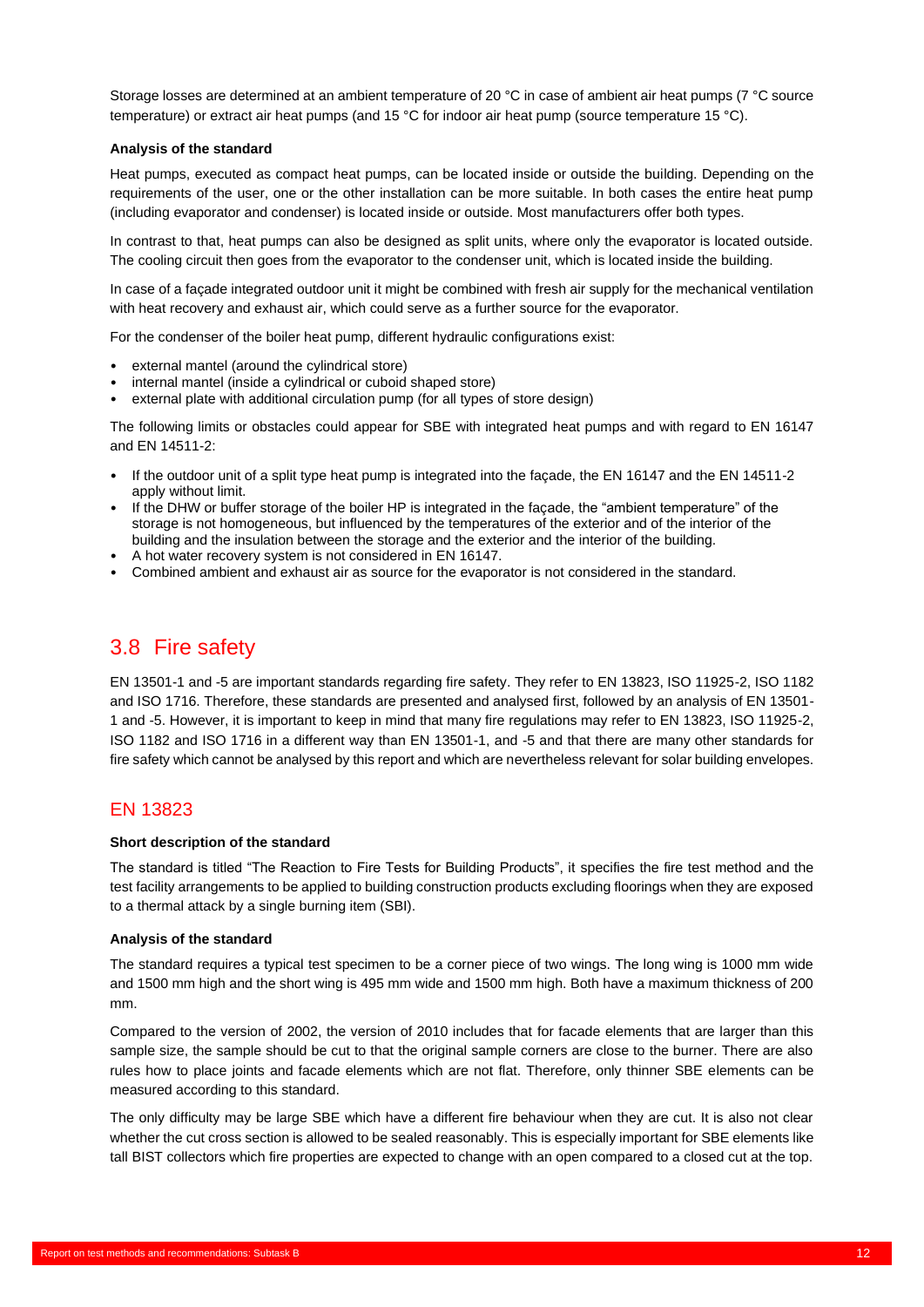Storage losses are determined at an ambient temperature of 20 °C in case of ambient air heat pumps (7 °C source temperature) or extract air heat pumps (and 15 °C for indoor air heat pump (source temperature 15 °C).

**Analysis of the standard**

Heat pumps, executed as compact heat pumps, can be located inside or outside the building. Depending on the requirements of the user, one or the other installation can be more suitable. In both cases the entire heat pump (including evaporator and condenser) is located inside or outside. Most manufacturers offer both types.

In contrast to that, heat pumps can also be designed as split units, where only the evaporator is located outside. The cooling circuit then goes from the evaporator to the condenser unit, which is located inside the building.

In case of a façade integrated outdoor unit it might be combined with fresh air supply for the mechanical ventilation with heat recovery and exhaust air, which could serve as a further source for the evaporator.

For the condenser of the boiler heat pump, different hydraulic configurations exist:

- external mantel (around the cylindrical store)
- internal mantel (inside a cylindrical or cuboid shaped store)
- external plate with additional circulation pump (for all types of store design)

The following limits or obstacles could appear for SBE with integrated heat pumps and with regard to EN 16147 and EN 14511-2:

- If the outdoor unit of a split type heat pump is integrated into the façade, the EN 16147 and the EN 14511-2 apply without limit.
- If the DHW or buffer storage of the boiler HP is integrated in the façade, the "ambient temperature" of the storage is not homogeneous, but influenced by the temperatures of the exterior and of the interior of the building and the insulation between the storage and the exterior and the interior of the building.
- A hot water recovery system is not considered in EN 16147.
- Combined ambient and exhaust air as source for the evaporator is not considered in the standard.

## 3.8 Fire safety

EN 13501-1 and -5 are important standards regarding fire safety. They refer to EN 13823, ISO 11925-2, ISO 1182 and ISO 1716. Therefore, these standards are presented and analysed first, followed by an analysis of EN 13501-1 and -5. However, it is important to keep in mind that many fire regulations may refer to EN 13823, ISO 11925-2, ISO 1182 and ISO 1716 in a different way than EN 13501-1, and -5 and that there are many other standards for fire safety which cannot be analysed by this report and which are nevertheless relevant for solar building envelopes.

### EN 13823

**Short description of the standard**

The standard is titled "The Reaction to Fire Tests for Building Products", it specifies the fire test method and the test facility arrangements to be applied to building construction products excluding floorings when they are exposed to a thermal attack by a single burning item (SBI).

**Analysis of the standard**

The standard requires a typical test specimen to be a corner piece of two wings. The long wing is 1000 mm wide and 1500 mm high and the short wing is 495 mm wide and 1500 mm high. Both have a maximum thickness of 200 mm.

Compared to the version of 2002, the version of 2010 includes that for facade elements that are larger than this sample size, the sample should be cut to that the original sample corners are close to the burner. There are also rules how to place joints and facade elements which are not flat. Therefore, only thinner SBE elements can be measured according to this standard.

The only difficulty may be large SBE which have a different fire behaviour when they are cut. It is also not clear whether the cut cross section is allowed to be sealed reasonably. This is especially important for SBE elements like tall BIST collectors which fire properties are expected to change with an open compared to a closed cut at the top.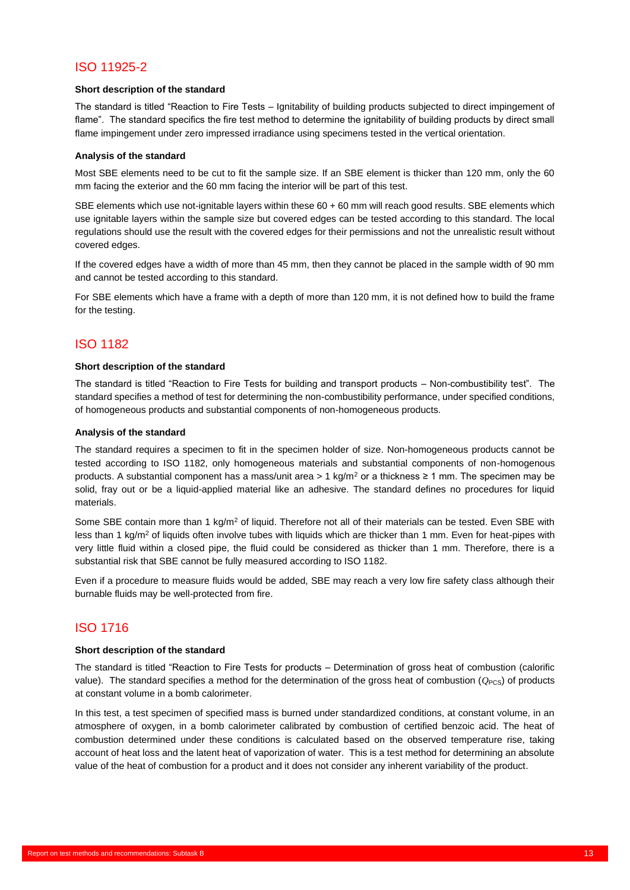## ISO 11925-2

**Short description of the standard**

The standard is titled "Reaction to Fire Tests – Ignitability of building products subjected to direct impingement of flame". The standard specifies the fire test method to determine the ignitability of building products by direct small flame impingement under zero impressed irradiance using specimens tested in the vertical orientation.

**Analysis of the standard**

Most SBE elements need to be cut to fit the sample size. If an SBE element is thicker than 120 mm, only the 60 mm facing the exterior and the 60 mm facing the interior will be part of this test.

SBE elements which use not-ignitable layers within these 60 + 60 mm will reach good results. SBE elements which use ignitable layers within the sample size but covered edges can be tested according to this standard. The local regulations should use the result with the covered edges for their permissions and not the unrealistic result without covered edges.

If the covered edges have a width of more than 45 mm, then they cannot be placed in the sample width of 90 mm and cannot be tested according to this standard.

For SBE elements which have a frame with a depth of more than 120 mm, it is not defined how to build the frame for the testing.

## ISO 1182

**Short description of the standard**

The standard is titled "Reaction to Fire Tests for building and transport products – Non-combustibility test". The standard specifies a method of test for determining the non-combustibility performance, under specified conditions, of homogeneous products and substantial components of non-homogeneous products.

**Analysis of the standard**

The standard requires a specimen to fit in the specimen holder of size. Non-homogeneous products cannot be tested according to ISO 1182, only homogeneous materials and substantial components of non-homogenous products. A substantial component has a mass/unit area > 1 kg/m$^2$ or a thickness ≥ 1 mm. The specimen may be solid, fray out or be a liquid-applied material like an adhesive. The standard defines no procedures for liquid materials.

Some SBE contain more than 1 kg/m$^2$ of liquid. Therefore not all of their materials can be tested. Even SBE with less than 1 kg/m$^2$ of liquids often involve tubes with liquids which are thicker than 1 mm. Even for heat-pipes with very little fluid within a closed pipe, the fluid could be considered as thicker than 1 mm. Therefore, there is a substantial risk that SBE cannot be fully measured according to ISO 1182.

Even if a procedure to measure fluids would be added, SBE may reach a very low fire safety class although their burnable fluids may be well-protected from fire.

## ISO 1716

**Short description of the standard**

The standard is titled "Reaction to Fire Tests for products – Determination of gross heat of combustion (calorific value). The standard specifies a method for the determination of the gross heat of combustion ($Q_{PCS}$) of products at constant volume in a bomb calorimeter.

In this test, a test specimen of specified mass is burned under standardized conditions, at constant volume, in an atmosphere of oxygen, in a bomb calorimeter calibrated by combustion of certified benzoic acid. The heat of combustion determined under these conditions is calculated based on the observed temperature rise, taking account of heat loss and the latent heat of vaporization of water. This is a test method for determining an absolute value of the heat of combustion for a product and it does not consider any inherent variability of the product.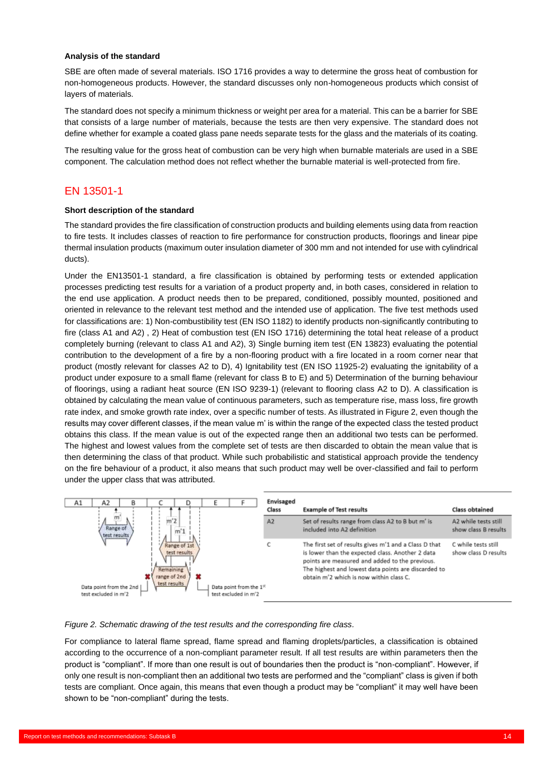**Analysis of the standard**

SBE are often made of several materials. ISO 1716 provides a way to determine the gross heat of combustion for non-homogeneous products. However, the standard discusses only non-homogeneous products which consist of layers of materials.

The standard does not specify a minimum thickness or weight per area for a material. This can be a barrier for SBE that consists of a large number of materials, because the tests are then very expensive. The standard does not define whether for example a coated glass pane needs separate tests for the glass and the materials of its coating.

The resulting value for the gross heat of combustion can be very high when burnable materials are used in a SBE component. The calculation method does not reflect whether the burnable material is well-protected from fire.

## EN 13501-1

**Short description of the standard**

The standard provides the fire classification of construction products and building elements using data from reaction to fire tests. It includes classes of reaction to fire performance for construction products, floorings and linear pipe thermal insulation products (maximum outer insulation diameter of 300 mm and not intended for use with cylindrical ducts).

Under the EN13501-1 standard, a fire classification is obtained by performing tests or extended application processes predicting test results for a variation of a product property and, in both cases, considered in relation to the end use application. A product needs then to be prepared, conditioned, possibly mounted, positioned and oriented in relevance to the relevant test method and the intended use of application. The five test methods used for classifications are: 1) Non-combustibility test (EN ISO 1182) to identify products non-significantly contributing to fire (class A1 and A2) , 2) Heat of combustion test (EN ISO 1716) determining the total heat release of a product completely burning (relevant to class A1 and A2), 3) Single burning item test (EN 13823) evaluating the potential contribution to the development of a fire by a non-flooring product with a fire located in a room corner near that product (mostly relevant for classes A2 to D), 4) Ignitability test (EN ISO 11925-2) evaluating the ignitability of a product under exposure to a small flame (relevant for class B to E) and 5) Determination of the burning behaviour of floorings, using a radiant heat source (EN ISO 9239-1) (relevant to flooring class A2 to D). A classification is obtained by calculating the mean value of continuous parameters, such as temperature rise, mass loss, fire growth rate index, and smoke growth rate index, over a specific number of tests. As illustrated in Figure 2, even though the results may cover different classes, if the mean value m' is within the range of the expected class the tested product obtains this class. If the mean value is out of the expected range then an additional two tests can be performed. The highest and lowest values from the complete set of tests are then discarded to obtain the mean value that is then determining the class of that product. While such probabilistic and statistical approach provide the tendency on the fire behaviour of a product, it also means that such product may well be over-classified and fail to perform under the upper class that was attributed.

| Envisaged Class | Example of Test results | Class obtained |
|---|---|---|
| A2 | Set of results range from class A2 to B but m' is included into A2 definition | A2 while tests still show class B results |
| C | The first set of results gives m'1 and a Class D that is lower than the expected class. Another 2 data points are measured and added to the previous. The highest and lowest data points are discarded to obtain m'2 which is now within class C. | C while tests still show class D results |

*Figure 2. Schematic drawing of the test results and the corresponding fire class.*

For compliance to lateral flame spread, flame spread and flaming droplets/particles, a classification is obtained according to the occurrence of a non-compliant parameter result. If all test results are within parameters then the product is "compliant". If more than one result is out of boundaries then the product is "non-compliant". However, if only one result is non-compliant then an additional two tests are performed and the "compliant" class is given if both tests are compliant. Once again, this means that even though a product may be "compliant" it may well have been shown to be "non-compliant" during the tests.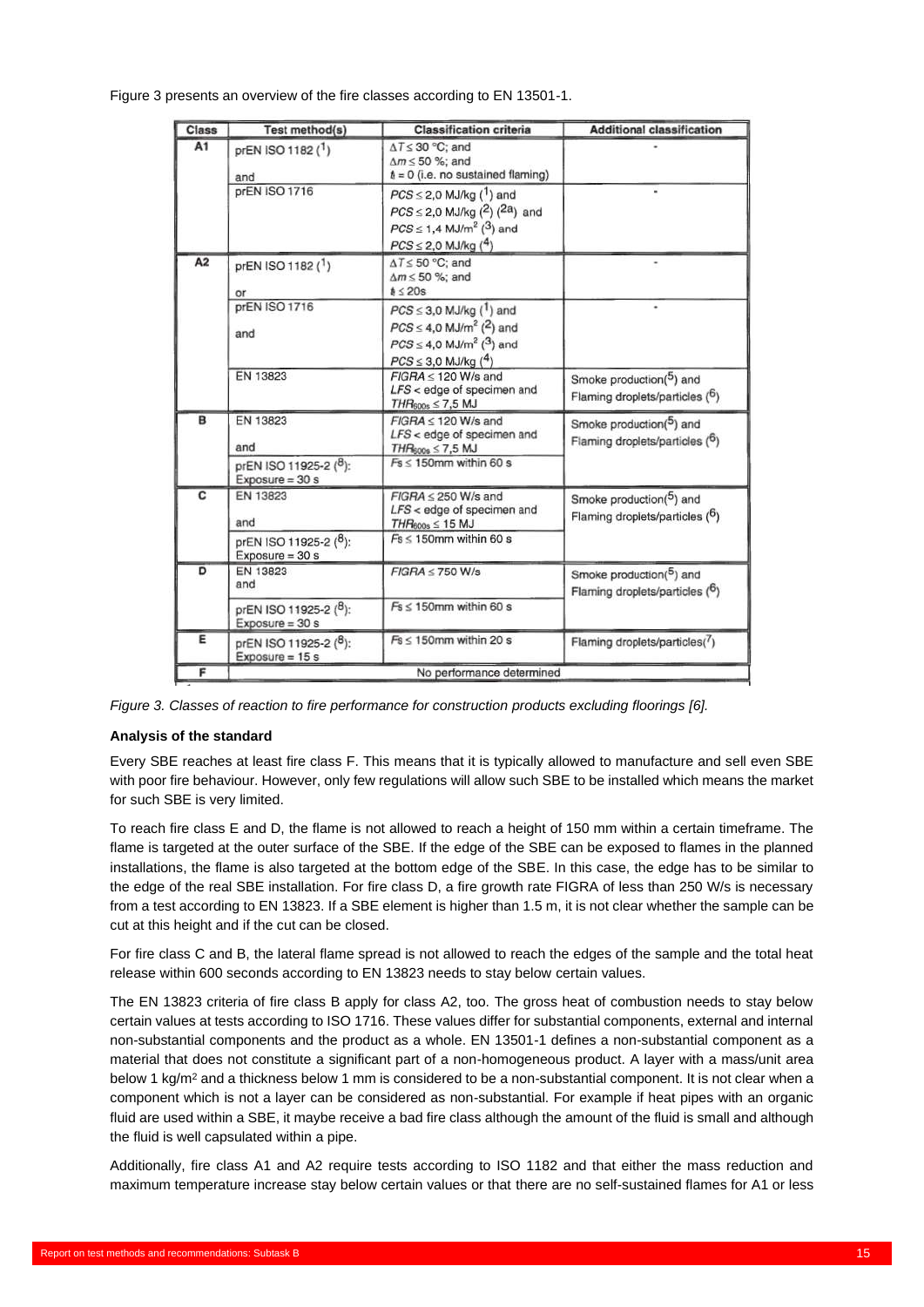Figure 3 presents an overview of the fire classes according to EN 13501-1.

| Class | Test method(s) | Classification criteria | Additional classification |
|---|---|---|---|
| A1 | prEN ISO 1182 (1) and | $\Delta T \leq 30$ °C; and $\Delta m \leq 50$ %; and $t_f = 0$ (i.e. no sustained flaming) | - |
| | prEN ISO 1716 | $PCS \leq 2{,}0$ MJ/kg (1) and $PCS \leq 2{,}0$ MJ/kg (2) (2a) and $PCS \leq 1{,}4$ MJ/m² (3) and $PCS \leq 2{,}0$ MJ/kg (4) | - |
| A2 | prEN ISO 1182 (1) or | $\Delta T \leq 50$ °C; and $\Delta m \leq 50$ %; and $t_f \leq 20$s | - |
| | prEN ISO 1716 and | $PCS \leq 3{,}0$ MJ/kg (1) and $PCS \leq 4{,}0$ MJ/m² (2) and $PCS \leq 4{,}0$ MJ/m² (3) and $PCS \leq 3{,}0$ MJ/kg (4) | - |
| | EN 13823 | $FIGRA \leq 120$ W/s and $LFS$ < edge of specimen and $THR_{600s} \leq 7{,}5$ MJ | Smoke production(5) and Flaming droplets/particles (6) |
| B | EN 13823 and | $FIGRA \leq 120$ W/s and $LFS$ < edge of specimen and $THR_{600s} \leq 7{,}5$ MJ | Smoke production(5) and Flaming droplets/particles (6) |
| | prEN ISO 11925-2 (8): Exposure = 30 s | $Fs \leq 150$mm within 60 s | |
| C | EN 13823 and | $FIGRA \leq 250$ W/s and $LFS$ < edge of specimen and $THR_{600s} \leq 15$ MJ | Smoke production(5) and Flaming droplets/particles (6) |
| | prEN ISO 11925-2 (8): Exposure = 30 s | $Fs \leq 150$mm within 60 s | |
| D | EN 13823 and | $FIGRA \leq 750$ W/s | Smoke production(5) and Flaming droplets/particles (6) |
| | prEN ISO 11925-2 (8): Exposure = 30 s | $Fs \leq 150$mm within 60 s | |
| E | prEN ISO 11925-2 (8): Exposure = 15 s | $Fs \leq 150$mm within 20 s | Flaming droplets/particles(7) |
| F | No performance determined | | |

*Figure 3. Classes of reaction to fire performance for construction products excluding floorings [6].*

**Analysis of the standard**

Every SBE reaches at least fire class F. This means that it is typically allowed to manufacture and sell even SBE with poor fire behaviour. However, only few regulations will allow such SBE to be installed which means the market for such SBE is very limited.

To reach fire class E and D, the flame is not allowed to reach a height of 150 mm within a certain timeframe. The flame is targeted at the outer surface of the SBE. If the edge of the SBE can be exposed to flames in the planned installations, the flame is also targeted at the bottom edge of the SBE. In this case, the edge has to be similar to the edge of the real SBE installation. For fire class D, a fire growth rate FIGRA of less than 250 W/s is necessary from a test according to EN 13823. If a SBE element is higher than 1.5 m, it is not clear whether the sample can be cut at this height and if the cut can be closed.

For fire class C and B, the lateral flame spread is not allowed to reach the edges of the sample and the total heat release within 600 seconds according to EN 13823 needs to stay below certain values.

The EN 13823 criteria of fire class B apply for class A2, too. The gross heat of combustion needs to stay below certain values at tests according to ISO 1716. These values differ for substantial components, external and internal non-substantial components and the product as a whole. EN 13501-1 defines a non-substantial component as a material that does not constitute a significant part of a non-homogeneous product. A layer with a mass/unit area below 1 kg/m² and a thickness below 1 mm is considered to be a non-substantial component. It is not clear when a component which is not a layer can be considered as non-substantial. For example if heat pipes with an organic fluid are used within a SBE, it maybe receive a bad fire class although the amount of the fluid is small and although the fluid is well capsulated within a pipe.

Additionally, fire class A1 and A2 require tests according to ISO 1182 and that either the mass reduction and maximum temperature increase stay below certain values or that there are no self-sustained flames for A1 or less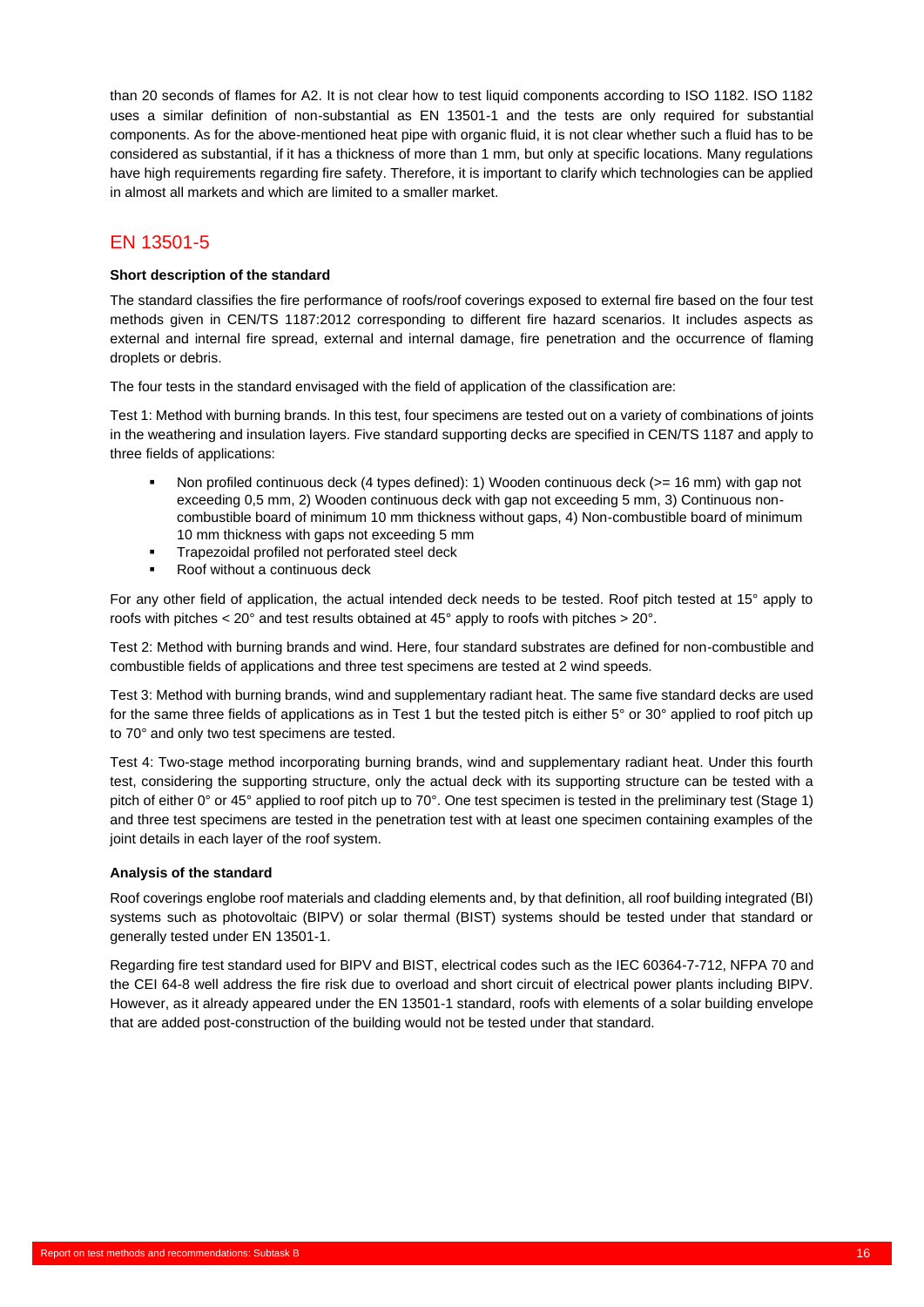than 20 seconds of flames for A2. It is not clear how to test liquid components according to ISO 1182. ISO 1182 uses a similar definition of non-substantial as EN 13501-1 and the tests are only required for substantial components. As for the above-mentioned heat pipe with organic fluid, it is not clear whether such a fluid has to be considered as substantial, if it has a thickness of more than 1 mm, but only at specific locations. Many regulations have high requirements regarding fire safety. Therefore, it is important to clarify which technologies can be applied in almost all markets and which are limited to a smaller market.

## EN 13501-5

**Short description of the standard**

The standard classifies the fire performance of roofs/roof coverings exposed to external fire based on the four test methods given in CEN/TS 1187:2012 corresponding to different fire hazard scenarios. It includes aspects as external and internal fire spread, external and internal damage, fire penetration and the occurrence of flaming droplets or debris.

The four tests in the standard envisaged with the field of application of the classification are:

Test 1: Method with burning brands. In this test, four specimens are tested out on a variety of combinations of joints in the weathering and insulation layers. Five standard supporting decks are specified in CEN/TS 1187 and apply to three fields of applications:

- Non profiled continuous deck (4 types defined): 1) Wooden continuous deck (>= 16 mm) with gap not exceeding 0,5 mm, 2) Wooden continuous deck with gap not exceeding 5 mm, 3) Continuous non-combustible board of minimum 10 mm thickness without gaps, 4) Non-combustible board of minimum 10 mm thickness with gaps not exceeding 5 mm
- Trapezoidal profiled not perforated steel deck
- Roof without a continuous deck

For any other field of application, the actual intended deck needs to be tested. Roof pitch tested at 15° apply to roofs with pitches < 20° and test results obtained at 45° apply to roofs with pitches > 20°.

Test 2: Method with burning brands and wind. Here, four standard substrates are defined for non-combustible and combustible fields of applications and three test specimens are tested at 2 wind speeds.

Test 3: Method with burning brands, wind and supplementary radiant heat. The same five standard decks are used for the same three fields of applications as in Test 1 but the tested pitch is either 5° or 30° applied to roof pitch up to 70° and only two test specimens are tested.

Test 4: Two-stage method incorporating burning brands, wind and supplementary radiant heat. Under this fourth test, considering the supporting structure, only the actual deck with its supporting structure can be tested with a pitch of either 0° or 45° applied to roof pitch up to 70°. One test specimen is tested in the preliminary test (Stage 1) and three test specimens are tested in the penetration test with at least one specimen containing examples of the joint details in each layer of the roof system.

**Analysis of the standard**

Roof coverings englobe roof materials and cladding elements and, by that definition, all roof building integrated (BI) systems such as photovoltaic (BIPV) or solar thermal (BIST) systems should be tested under that standard or generally tested under EN 13501-1.

Regarding fire test standard used for BIPV and BIST, electrical codes such as the IEC 60364-7-712, NFPA 70 and the CEI 64-8 well address the fire risk due to overload and short circuit of electrical power plants including BIPV. However, as it already appeared under the EN 13501-1 standard, roofs with elements of a solar building envelope that are added post-construction of the building would not be tested under that standard.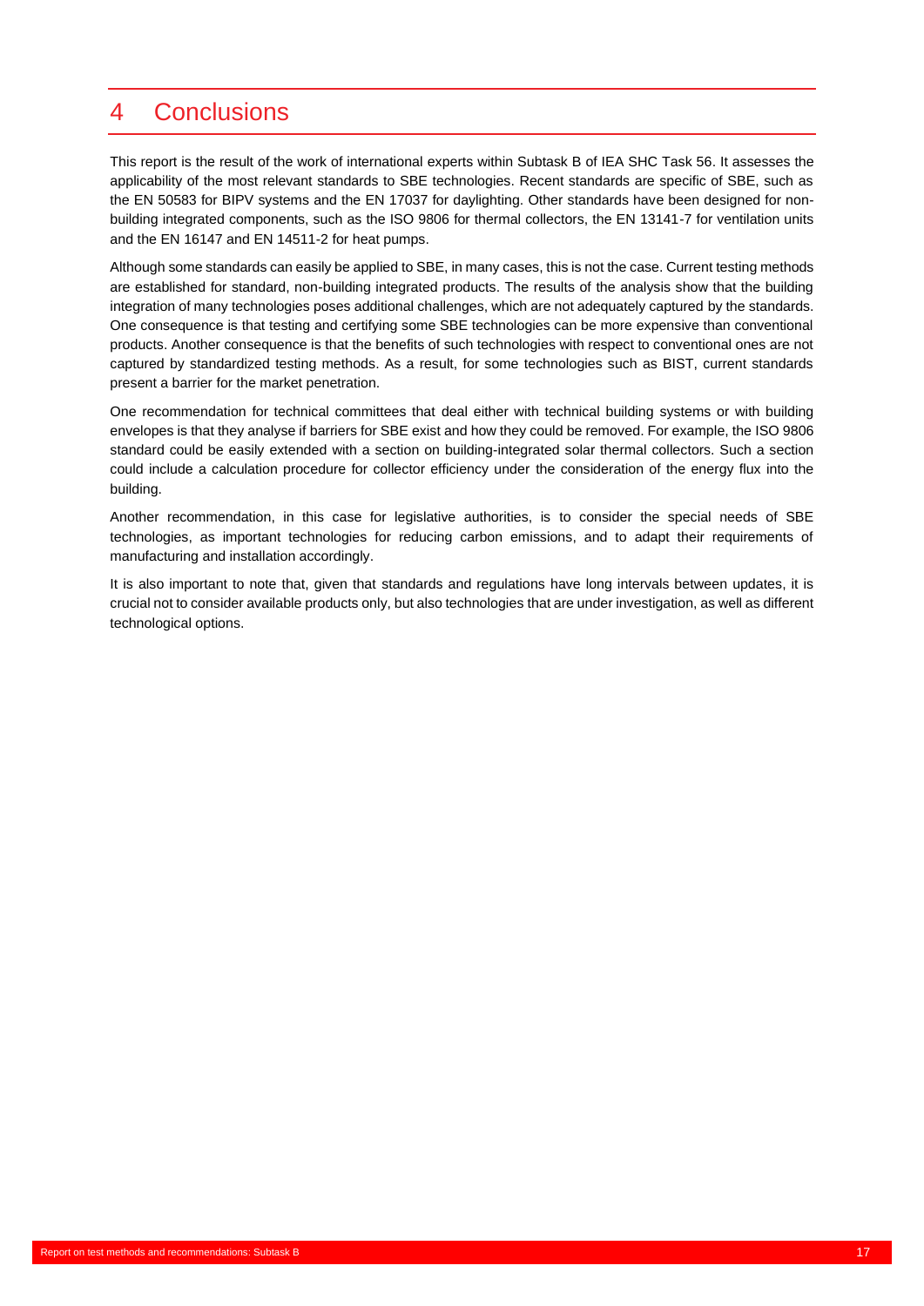# 4 Conclusions

This report is the result of the work of international experts within Subtask B of IEA SHC Task 56. It assesses the applicability of the most relevant standards to SBE technologies. Recent standards are specific of SBE, such as the EN 50583 for BIPV systems and the EN 17037 for daylighting. Other standards have been designed for non-building integrated components, such as the ISO 9806 for thermal collectors, the EN 13141-7 for ventilation units and the EN 16147 and EN 14511-2 for heat pumps.

Although some standards can easily be applied to SBE, in many cases, this is not the case. Current testing methods are established for standard, non-building integrated products. The results of the analysis show that the building integration of many technologies poses additional challenges, which are not adequately captured by the standards. One consequence is that testing and certifying some SBE technologies can be more expensive than conventional products. Another consequence is that the benefits of such technologies with respect to conventional ones are not captured by standardized testing methods. As a result, for some technologies such as BIST, current standards present a barrier for the market penetration.

One recommendation for technical committees that deal either with technical building systems or with building envelopes is that they analyse if barriers for SBE exist and how they could be removed. For example, the ISO 9806 standard could be easily extended with a section on building-integrated solar thermal collectors. Such a section could include a calculation procedure for collector efficiency under the consideration of the energy flux into the building.

Another recommendation, in this case for legislative authorities, is to consider the special needs of SBE technologies, as important technologies for reducing carbon emissions, and to adapt their requirements of manufacturing and installation accordingly.

It is also important to note that, given that standards and regulations have long intervals between updates, it is crucial not to consider available products only, but also technologies that are under investigation, as well as different technological options.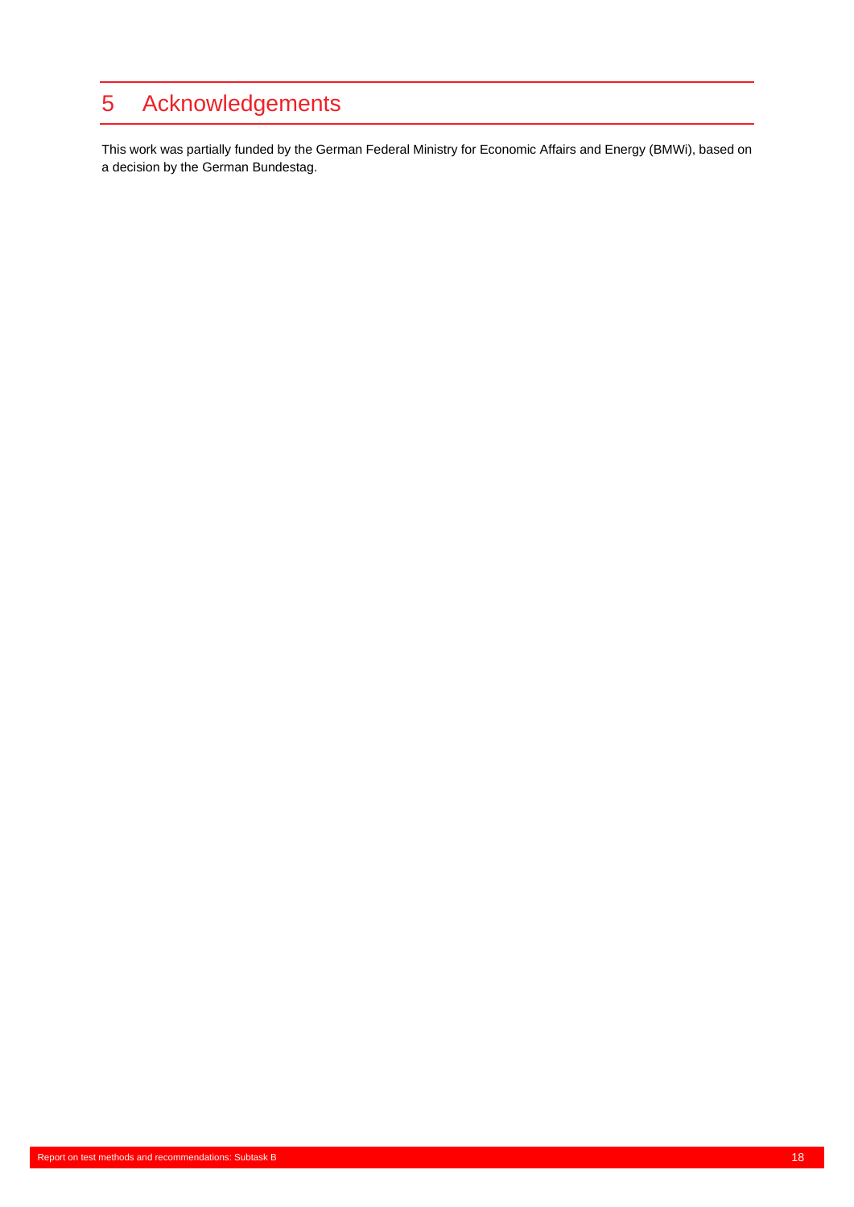# 5 Acknowledgements

This work was partially funded by the German Federal Ministry for Economic Affairs and Energy (BMWi), based on a decision by the German Bundestag.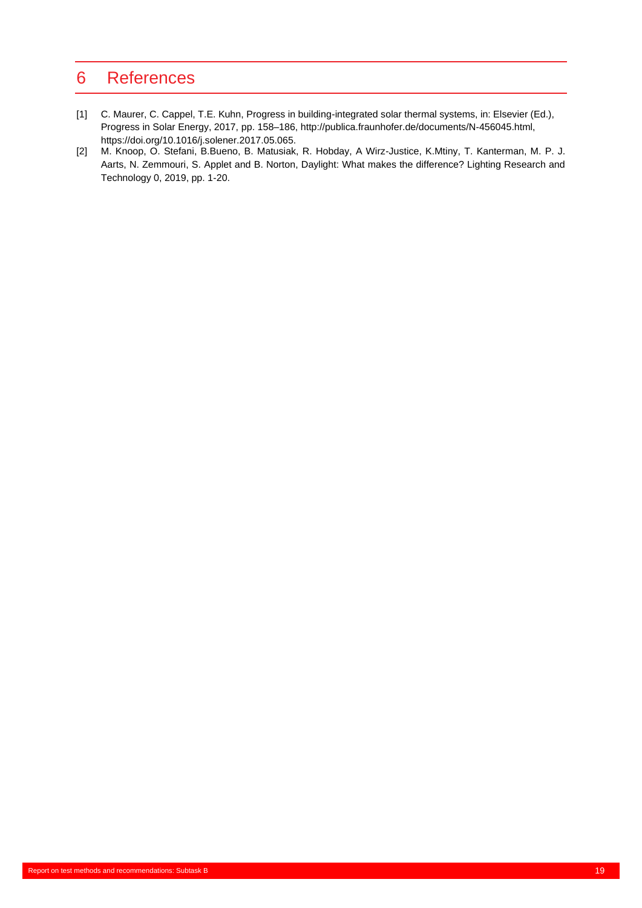# 6 References

[1] C. Maurer, C. Cappel, T.E. Kuhn, Progress in building-integrated solar thermal systems, in: Elsevier (Ed.), Progress in Solar Energy, 2017, pp. 158–186, http://publica.fraunhofer.de/documents/N-456045.html, https://doi.org/10.1016/j.solener.2017.05.065.

[2] M. Knoop, O. Stefani, B.Bueno, B. Matusiak, R. Hobday, A Wirz-Justice, K.Mtiny, T. Kanterman, M. P. J. Aarts, N. Zemmouri, S. Applet and B. Norton, Daylight: What makes the difference? Lighting Research and Technology 0, 2019, pp. 1-20.